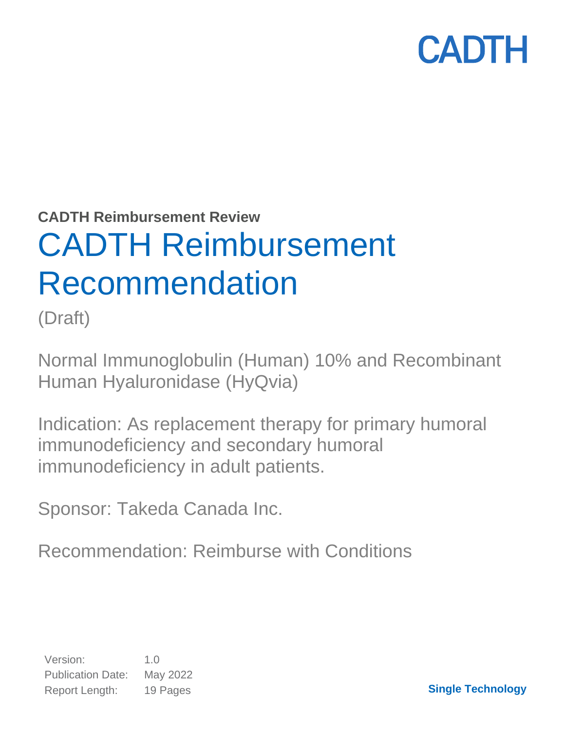CADTH

**CADTH Reimbursement Review**

# CADTH Reimbursement Recommendation

(Draft)

Normal Immunoglobulin (Human) 10% and Recombinant Human Hyaluronidase (HyQvia)

Indication: As replacement therapy for primary humoral immunodeficiency and secondary humoral immunodeficiency in adult patients.

Sponsor: Takeda Canada Inc.

Recommendation: Reimburse with Conditions

| | |
|---|---|
| Version: | 1.0 |
| Publication Date: | May 2022 |
| Report Length: | 19 Pages |

**Single Technology**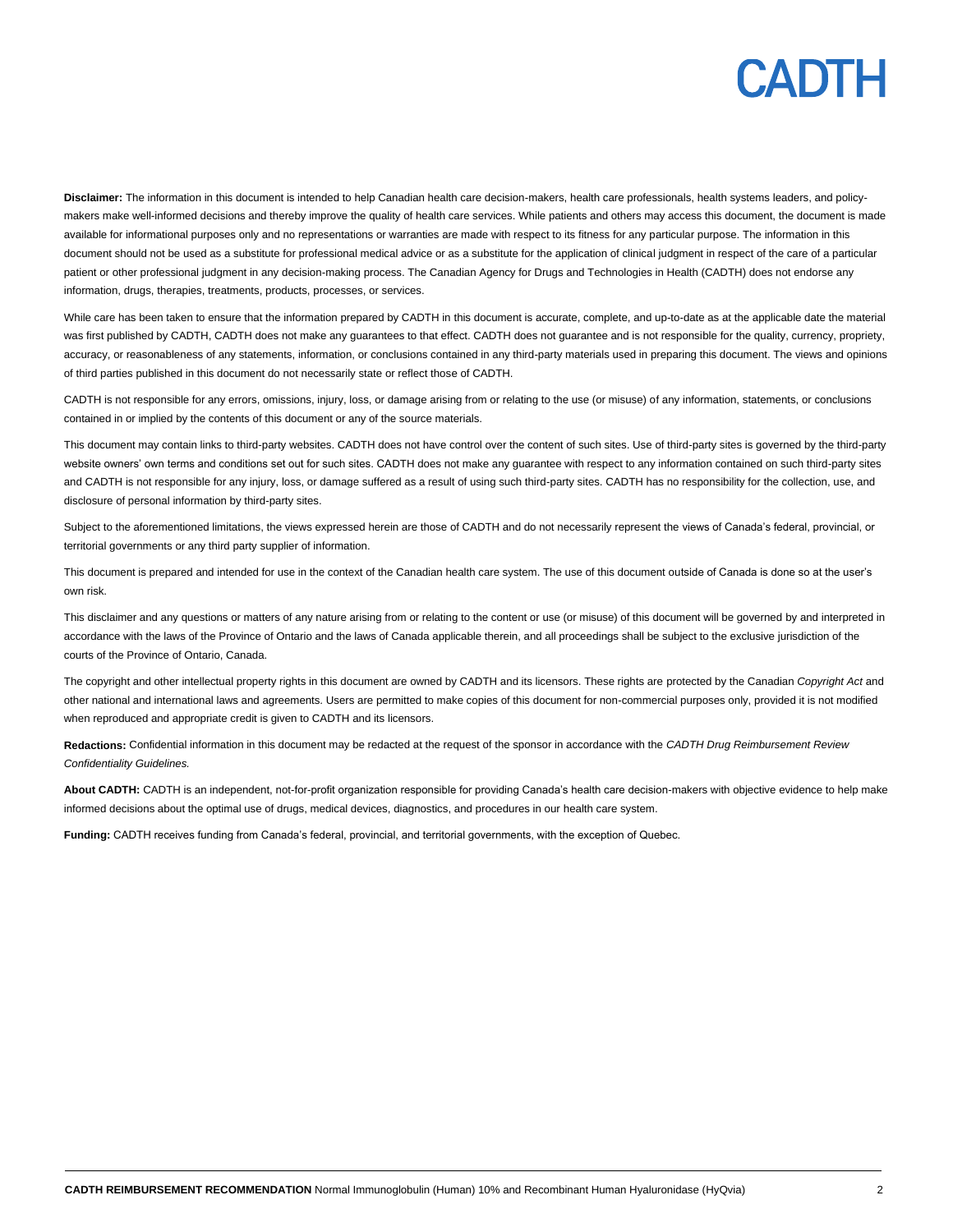**Disclaimer:** The information in this document is intended to help Canadian health care decision-makers, health care professionals, health systems leaders, and policy-makers make well-informed decisions and thereby improve the quality of health care services. While patients and others may access this document, the document is made available for informational purposes only and no representations or warranties are made with respect to its fitness for any particular purpose. The information in this document should not be used as a substitute for professional medical advice or as a substitute for the application of clinical judgment in respect of the care of a particular patient or other professional judgment in any decision-making process. The Canadian Agency for Drugs and Technologies in Health (CADTH) does not endorse any information, drugs, therapies, treatments, products, processes, or services.

While care has been taken to ensure that the information prepared by CADTH in this document is accurate, complete, and up-to-date as at the applicable date the material was first published by CADTH, CADTH does not make any guarantees to that effect. CADTH does not guarantee and is not responsible for the quality, currency, propriety, accuracy, or reasonableness of any statements, information, or conclusions contained in any third-party materials used in preparing this document. The views and opinions of third parties published in this document do not necessarily state or reflect those of CADTH.

CADTH is not responsible for any errors, omissions, injury, loss, or damage arising from or relating to the use (or misuse) of any information, statements, or conclusions contained in or implied by the contents of this document or any of the source materials.

This document may contain links to third-party websites. CADTH does not have control over the content of such sites. Use of third-party sites is governed by the third-party website owners' own terms and conditions set out for such sites. CADTH does not make any guarantee with respect to any information contained on such third-party sites and CADTH is not responsible for any injury, loss, or damage suffered as a result of using such third-party sites. CADTH has no responsibility for the collection, use, and disclosure of personal information by third-party sites.

Subject to the aforementioned limitations, the views expressed herein are those of CADTH and do not necessarily represent the views of Canada's federal, provincial, or territorial governments or any third party supplier of information.

This document is prepared and intended for use in the context of the Canadian health care system. The use of this document outside of Canada is done so at the user's own risk.

This disclaimer and any questions or matters of any nature arising from or relating to the content or use (or misuse) of this document will be governed by and interpreted in accordance with the laws of the Province of Ontario and the laws of Canada applicable therein, and all proceedings shall be subject to the exclusive jurisdiction of the courts of the Province of Ontario, Canada.

The copyright and other intellectual property rights in this document are owned by CADTH and its licensors. These rights are protected by the Canadian *Copyright Act* and other national and international laws and agreements. Users are permitted to make copies of this document for non-commercial purposes only, provided it is not modified when reproduced and appropriate credit is given to CADTH and its licensors.

**Redactions:** Confidential information in this document may be redacted at the request of the sponsor in accordance with the *CADTH Drug Reimbursement Review Confidentiality Guidelines.*

**About CADTH:** CADTH is an independent, not-for-profit organization responsible for providing Canada's health care decision-makers with objective evidence to help make informed decisions about the optimal use of drugs, medical devices, diagnostics, and procedures in our health care system.

**Funding:** CADTH receives funding from Canada's federal, provincial, and territorial governments, with the exception of Quebec.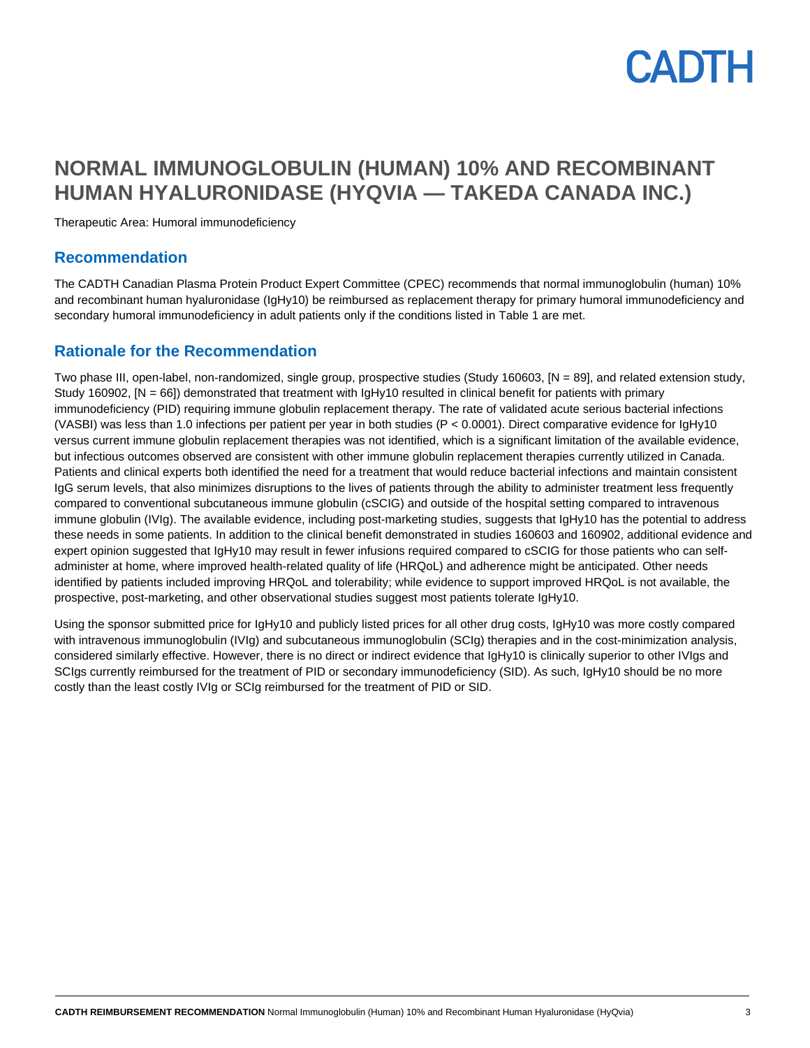# NORMAL IMMUNOGLOBULIN (HUMAN) 10% AND RECOMBINANT HUMAN HYALURONIDASE (HYQVIA — TAKEDA CANADA INC.)

Therapeutic Area: Humoral immunodeficiency

## Recommendation

The CADTH Canadian Plasma Protein Product Expert Committee (CPEC) recommends that normal immunoglobulin (human) 10% and recombinant human hyaluronidase (IgHy10) be reimbursed as replacement therapy for primary humoral immunodeficiency and secondary humoral immunodeficiency in adult patients only if the conditions listed in Table 1 are met.

## Rationale for the Recommendation

Two phase III, open-label, non-randomized, single group, prospective studies (Study 160603, [N = 89], and related extension study, Study 160902, [N = 66]) demonstrated that treatment with IgHy10 resulted in clinical benefit for patients with primary immunodeficiency (PID) requiring immune globulin replacement therapy. The rate of validated acute serious bacterial infections (VASBI) was less than 1.0 infections per patient per year in both studies ($P < 0.0001$). Direct comparative evidence for IgHy10 versus current immune globulin replacement therapies was not identified, which is a significant limitation of the available evidence, but infectious outcomes observed are consistent with other immune globulin replacement therapies currently utilized in Canada. Patients and clinical experts both identified the need for a treatment that would reduce bacterial infections and maintain consistent IgG serum levels, that also minimizes disruptions to the lives of patients through the ability to administer treatment less frequently compared to conventional subcutaneous immune globulin (cSCIG) and outside of the hospital setting compared to intravenous immune globulin (IVIg). The available evidence, including post-marketing studies, suggests that IgHy10 has the potential to address these needs in some patients. In addition to the clinical benefit demonstrated in studies 160603 and 160902, additional evidence and expert opinion suggested that IgHy10 may result in fewer infusions required compared to cSCIG for those patients who can self-administer at home, where improved health-related quality of life (HRQoL) and adherence might be anticipated. Other needs identified by patients included improving HRQoL and tolerability; while evidence to support improved HRQoL is not available, the prospective, post-marketing, and other observational studies suggest most patients tolerate IgHy10.

Using the sponsor submitted price for IgHy10 and publicly listed prices for all other drug costs, IgHy10 was more costly compared with intravenous immunoglobulin (IVIg) and subcutaneous immunoglobulin (SCIg) therapies and in the cost-minimization analysis, considered similarly effective. However, there is no direct or indirect evidence that IgHy10 is clinically superior to other IVIgs and SCIgs currently reimbursed for the treatment of PID or secondary immunodeficiency (SID). As such, IgHy10 should be no more costly than the least costly IVIg or SCIg reimbursed for the treatment of PID or SID.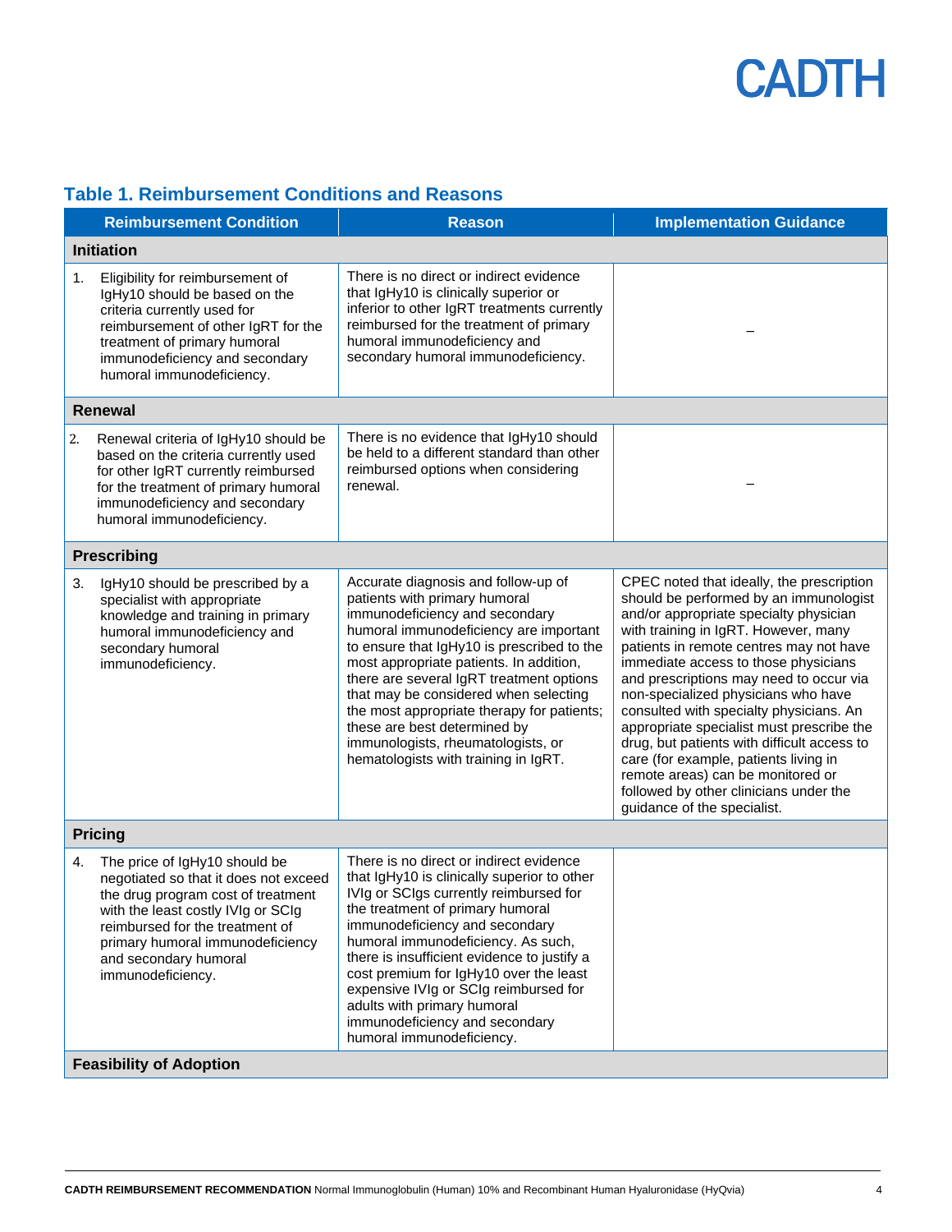## Table 1. Reimbursement Conditions and Reasons

| Reimbursement Condition | Reason | Implementation Guidance |
|---|---|---|
| **Initiation** | | |
| 1. Eligibility for reimbursement of IgHy10 should be based on the criteria currently used for reimbursement of other IgRT for the treatment of primary humoral immunodeficiency and secondary humoral immunodeficiency. | There is no direct or indirect evidence that IgHy10 is clinically superior or inferior to other IgRT treatments currently reimbursed for the treatment of primary humoral immunodeficiency and secondary humoral immunodeficiency. | – |
| **Renewal** | | |
| 2. Renewal criteria of IgHy10 should be based on the criteria currently used for other IgRT currently reimbursed for the treatment of primary humoral immunodeficiency and secondary humoral immunodeficiency. | There is no evidence that IgHy10 should be held to a different standard than other reimbursed options when considering renewal. | – |
| **Prescribing** | | |
| 3. IgHy10 should be prescribed by a specialist with appropriate knowledge and training in primary humoral immunodeficiency and secondary humoral immunodeficiency. | Accurate diagnosis and follow-up of patients with primary humoral immunodeficiency and secondary humoral immunodeficiency are important to ensure that IgHy10 is prescribed to the most appropriate patients. In addition, there are several IgRT treatment options that may be considered when selecting the most appropriate therapy for patients; these are best determined by immunologists, rheumatologists, or hematologists with training in IgRT. | CPEC noted that ideally, the prescription should be performed by an immunologist and/or appropriate specialty physician with training in IgRT. However, many patients in remote centres may not have immediate access to those physicians and prescriptions may need to occur via non-specialized physicians who have consulted with specialty physicians. An appropriate specialist must prescribe the drug, but patients with difficult access to care (for example, patients living in remote areas) can be monitored or followed by other clinicians under the guidance of the specialist. |
| **Pricing** | | |
| 4. The price of IgHy10 should be negotiated so that it does not exceed the drug program cost of treatment with the least costly IVIg or SCIg reimbursed for the treatment of primary humoral immunodeficiency and secondary humoral immunodeficiency. | There is no direct or indirect evidence that IgHy10 is clinically superior to other IVIg or SCIgs currently reimbursed for the treatment of primary humoral immunodeficiency and secondary humoral immunodeficiency. As such, there is insufficient evidence to justify a cost premium for IgHy10 over the least expensive IVIg or SCIg reimbursed for adults with primary humoral immunodeficiency and secondary humoral immunodeficiency. | |
| **Feasibility of Adoption** | | |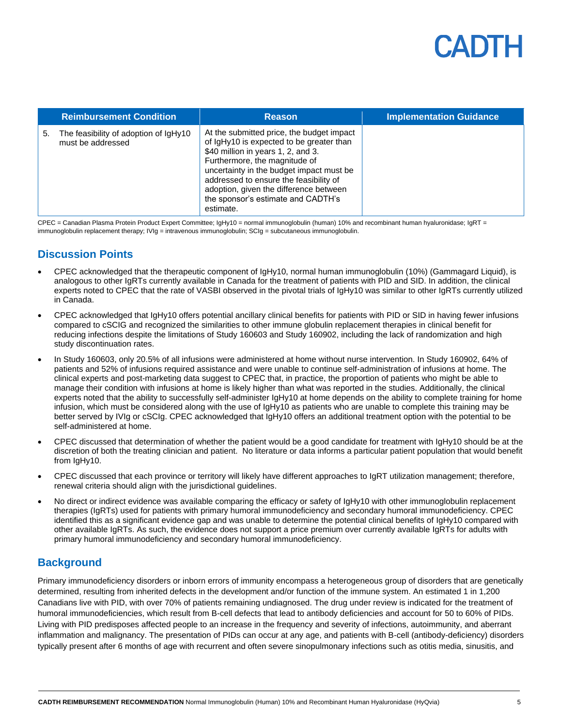| Reimbursement Condition | Reason | Implementation Guidance |
|---|---|---|
| 5. The feasibility of adoption of IgHy10 must be addressed | At the submitted price, the budget impact of IgHy10 is expected to be greater than $40 million in years 1, 2, and 3. Furthermore, the magnitude of uncertainty in the budget impact must be addressed to ensure the feasibility of adoption, given the difference between the sponsor's estimate and CADTH's estimate. | |

CPEC = Canadian Plasma Protein Product Expert Committee; IgHy10 = normal immunoglobulin (human) 10% and recombinant human hyaluronidase; IgRT = immunoglobulin replacement therapy; IVIg = intravenous immunoglobulin; SCIg = subcutaneous immunoglobulin.

## Discussion Points

- CPEC acknowledged that the therapeutic component of IgHy10, normal human immunoglobulin (10%) (Gammagard Liquid), is analogous to other IgRTs currently available in Canada for the treatment of patients with PID and SID. In addition, the clinical experts noted to CPEC that the rate of VASBI observed in the pivotal trials of IgHy10 was similar to other IgRTs currently utilized in Canada.
- CPEC acknowledged that IgHy10 offers potential ancillary clinical benefits for patients with PID or SID in having fewer infusions compared to cSCIG and recognized the similarities to other immune globulin replacement therapies in clinical benefit for reducing infections despite the limitations of Study 160603 and Study 160902, including the lack of randomization and high study discontinuation rates.
- In Study 160603, only 20.5% of all infusions were administered at home without nurse intervention. In Study 160902, 64% of patients and 52% of infusions required assistance and were unable to continue self-administration of infusions at home. The clinical experts and post-marketing data suggest to CPEC that, in practice, the proportion of patients who might be able to manage their condition with infusions at home is likely higher than what was reported in the studies. Additionally, the clinical experts noted that the ability to successfully self-administer IgHy10 at home depends on the ability to complete training for home infusion, which must be considered along with the use of IgHy10 as patients who are unable to complete this training may be better served by IVIg or cSCIg. CPEC acknowledged that IgHy10 offers an additional treatment option with the potential to be self-administered at home.
- CPEC discussed that determination of whether the patient would be a good candidate for treatment with IgHy10 should be at the discretion of both the treating clinician and patient. No literature or data informs a particular patient population that would benefit from IgHy10.
- CPEC discussed that each province or territory will likely have different approaches to IgRT utilization management; therefore, renewal criteria should align with the jurisdictional guidelines.
- No direct or indirect evidence was available comparing the efficacy or safety of IgHy10 with other immunoglobulin replacement therapies (IgRTs) used for patients with primary humoral immunodeficiency and secondary humoral immunodeficiency. CPEC identified this as a significant evidence gap and was unable to determine the potential clinical benefits of IgHy10 compared with other available IgRTs. As such, the evidence does not support a price premium over currently available IgRTs for adults with primary humoral immunodeficiency and secondary humoral immunodeficiency.

## Background

Primary immunodeficiency disorders or inborn errors of immunity encompass a heterogeneous group of disorders that are genetically determined, resulting from inherited defects in the development and/or function of the immune system. An estimated 1 in 1,200 Canadians live with PID, with over 70% of patients remaining undiagnosed. The drug under review is indicated for the treatment of humoral immunodeficiencies, which result from B-cell defects that lead to antibody deficiencies and account for 50 to 60% of PIDs. Living with PID predisposes affected people to an increase in the frequency and severity of infections, autoimmunity, and aberrant inflammation and malignancy. The presentation of PIDs can occur at any age, and patients with B-cell (antibody-deficiency) disorders typically present after 6 months of age with recurrent and often severe sinopulmonary infections such as otitis media, sinusitis, and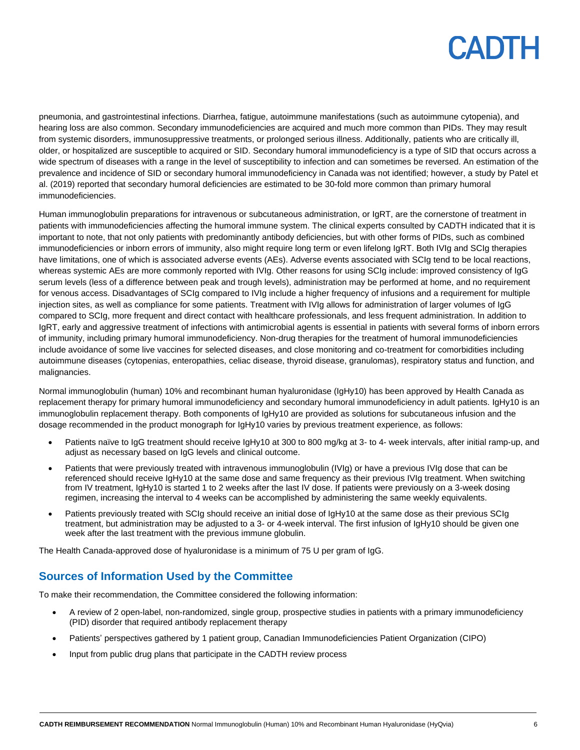pneumonia, and gastrointestinal infections. Diarrhea, fatigue, autoimmune manifestations (such as autoimmune cytopenia), and hearing loss are also common. Secondary immunodeficiencies are acquired and much more common than PIDs. They may result from systemic disorders, immunosuppressive treatments, or prolonged serious illness. Additionally, patients who are critically ill, older, or hospitalized are susceptible to acquired or SID. Secondary humoral immunodeficiency is a type of SID that occurs across a wide spectrum of diseases with a range in the level of susceptibility to infection and can sometimes be reversed. An estimation of the prevalence and incidence of SID or secondary humoral immunodeficiency in Canada was not identified; however, a study by Patel et al. (2019) reported that secondary humoral deficiencies are estimated to be 30-fold more common than primary humoral immunodeficiencies.

Human immunoglobulin preparations for intravenous or subcutaneous administration, or IgRT, are the cornerstone of treatment in patients with immunodeficiencies affecting the humoral immune system. The clinical experts consulted by CADTH indicated that it is important to note, that not only patients with predominantly antibody deficiencies, but with other forms of PIDs, such as combined immunodeficiencies or inborn errors of immunity, also might require long term or even lifelong IgRT. Both IVIg and SCIg therapies have limitations, one of which is associated adverse events (AEs). Adverse events associated with SCIg tend to be local reactions, whereas systemic AEs are more commonly reported with IVIg. Other reasons for using SCIg include: improved consistency of IgG serum levels (less of a difference between peak and trough levels), administration may be performed at home, and no requirement for venous access. Disadvantages of SCIg compared to IVIg include a higher frequency of infusions and a requirement for multiple injection sites, as well as compliance for some patients. Treatment with IVIg allows for administration of larger volumes of IgG compared to SCIg, more frequent and direct contact with healthcare professionals, and less frequent administration. In addition to IgRT, early and aggressive treatment of infections with antimicrobial agents is essential in patients with several forms of inborn errors of immunity, including primary humoral immunodeficiency. Non-drug therapies for the treatment of humoral immunodeficiencies include avoidance of some live vaccines for selected diseases, and close monitoring and co-treatment for comorbidities including autoimmune diseases (cytopenias, enteropathies, celiac disease, thyroid disease, granulomas), respiratory status and function, and malignancies.

Normal immunoglobulin (human) 10% and recombinant human hyaluronidase (IgHy10) has been approved by Health Canada as replacement therapy for primary humoral immunodeficiency and secondary humoral immunodeficiency in adult patients. IgHy10 is an immunoglobulin replacement therapy. Both components of IgHy10 are provided as solutions for subcutaneous infusion and the dosage recommended in the product monograph for IgHy10 varies by previous treatment experience, as follows:

- Patients naïve to IgG treatment should receive IgHy10 at 300 to 800 mg/kg at 3- to 4- week intervals, after initial ramp-up, and adjust as necessary based on IgG levels and clinical outcome.
- Patients that were previously treated with intravenous immunoglobulin (IVIg) or have a previous IVIg dose that can be referenced should receive IgHy10 at the same dose and same frequency as their previous IVIg treatment. When switching from IV treatment, IgHy10 is started 1 to 2 weeks after the last IV dose. If patients were previously on a 3-week dosing regimen, increasing the interval to 4 weeks can be accomplished by administering the same weekly equivalents.
- Patients previously treated with SCIg should receive an initial dose of IgHy10 at the same dose as their previous SCIg treatment, but administration may be adjusted to a 3- or 4-week interval. The first infusion of IgHy10 should be given one week after the last treatment with the previous immune globulin.

The Health Canada-approved dose of hyaluronidase is a minimum of 75 U per gram of IgG.

## Sources of Information Used by the Committee

To make their recommendation, the Committee considered the following information:

- A review of 2 open-label, non-randomized, single group, prospective studies in patients with a primary immunodeficiency (PID) disorder that required antibody replacement therapy
- Patients' perspectives gathered by 1 patient group, Canadian Immunodeficiencies Patient Organization (CIPO)
- Input from public drug plans that participate in the CADTH review process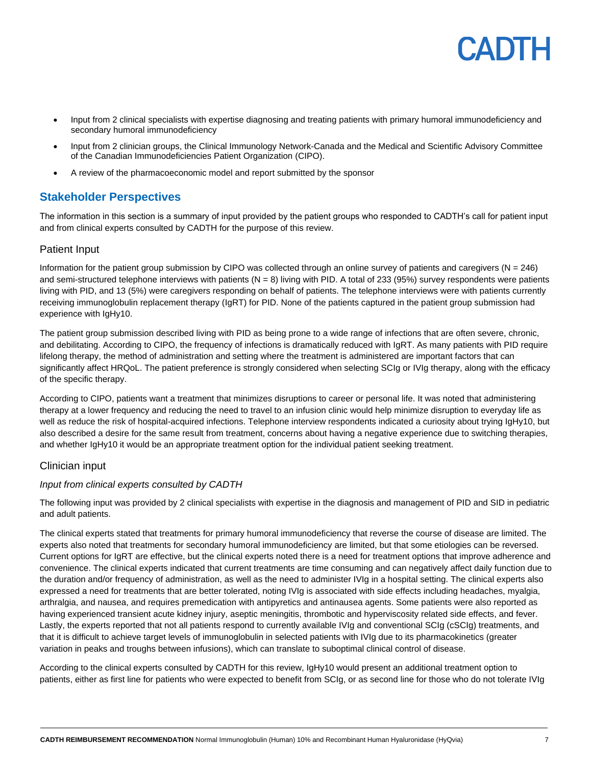- Input from 2 clinical specialists with expertise diagnosing and treating patients with primary humoral immunodeficiency and secondary humoral immunodeficiency
- Input from 2 clinician groups, the Clinical Immunology Network-Canada and the Medical and Scientific Advisory Committee of the Canadian Immunodeficiencies Patient Organization (CIPO).
- A review of the pharmacoeconomic model and report submitted by the sponsor

## Stakeholder Perspectives

The information in this section is a summary of input provided by the patient groups who responded to CADTH's call for patient input and from clinical experts consulted by CADTH for the purpose of this review.

### Patient Input

Information for the patient group submission by CIPO was collected through an online survey of patients and caregivers (N = 246) and semi-structured telephone interviews with patients (N = 8) living with PID. A total of 233 (95%) survey respondents were patients living with PID, and 13 (5%) were caregivers responding on behalf of patients. The telephone interviews were with patients currently receiving immunoglobulin replacement therapy (IgRT) for PID. None of the patients captured in the patient group submission had experience with IgHy10.

The patient group submission described living with PID as being prone to a wide range of infections that are often severe, chronic, and debilitating. According to CIPO, the frequency of infections is dramatically reduced with IgRT. As many patients with PID require lifelong therapy, the method of administration and setting where the treatment is administered are important factors that can significantly affect HRQoL. The patient preference is strongly considered when selecting SCIg or IVIg therapy, along with the efficacy of the specific therapy.

According to CIPO, patients want a treatment that minimizes disruptions to career or personal life. It was noted that administering therapy at a lower frequency and reducing the need to travel to an infusion clinic would help minimize disruption to everyday life as well as reduce the risk of hospital-acquired infections. Telephone interview respondents indicated a curiosity about trying IgHy10, but also described a desire for the same result from treatment, concerns about having a negative experience due to switching therapies, and whether IgHy10 it would be an appropriate treatment option for the individual patient seeking treatment.

### Clinician input

*Input from clinical experts consulted by CADTH*

The following input was provided by 2 clinical specialists with expertise in the diagnosis and management of PID and SID in pediatric and adult patients.

The clinical experts stated that treatments for primary humoral immunodeficiency that reverse the course of disease are limited. The experts also noted that treatments for secondary humoral immunodeficiency are limited, but that some etiologies can be reversed. Current options for IgRT are effective, but the clinical experts noted there is a need for treatment options that improve adherence and convenience. The clinical experts indicated that current treatments are time consuming and can negatively affect daily function due to the duration and/or frequency of administration, as well as the need to administer IVIg in a hospital setting. The clinical experts also expressed a need for treatments that are better tolerated, noting IVIg is associated with side effects including headaches, myalgia, arthralgia, and nausea, and requires premedication with antipyretics and antinausea agents. Some patients were also reported as having experienced transient acute kidney injury, aseptic meningitis, thrombotic and hyperviscosity related side effects, and fever. Lastly, the experts reported that not all patients respond to currently available IVIg and conventional SCIg (cSCIg) treatments, and that it is difficult to achieve target levels of immunoglobulin in selected patients with IVIg due to its pharmacokinetics (greater variation in peaks and troughs between infusions), which can translate to suboptimal clinical control of disease.

According to the clinical experts consulted by CADTH for this review, IgHy10 would present an additional treatment option to patients, either as first line for patients who were expected to benefit from SCIg, or as second line for those who do not tolerate IVIg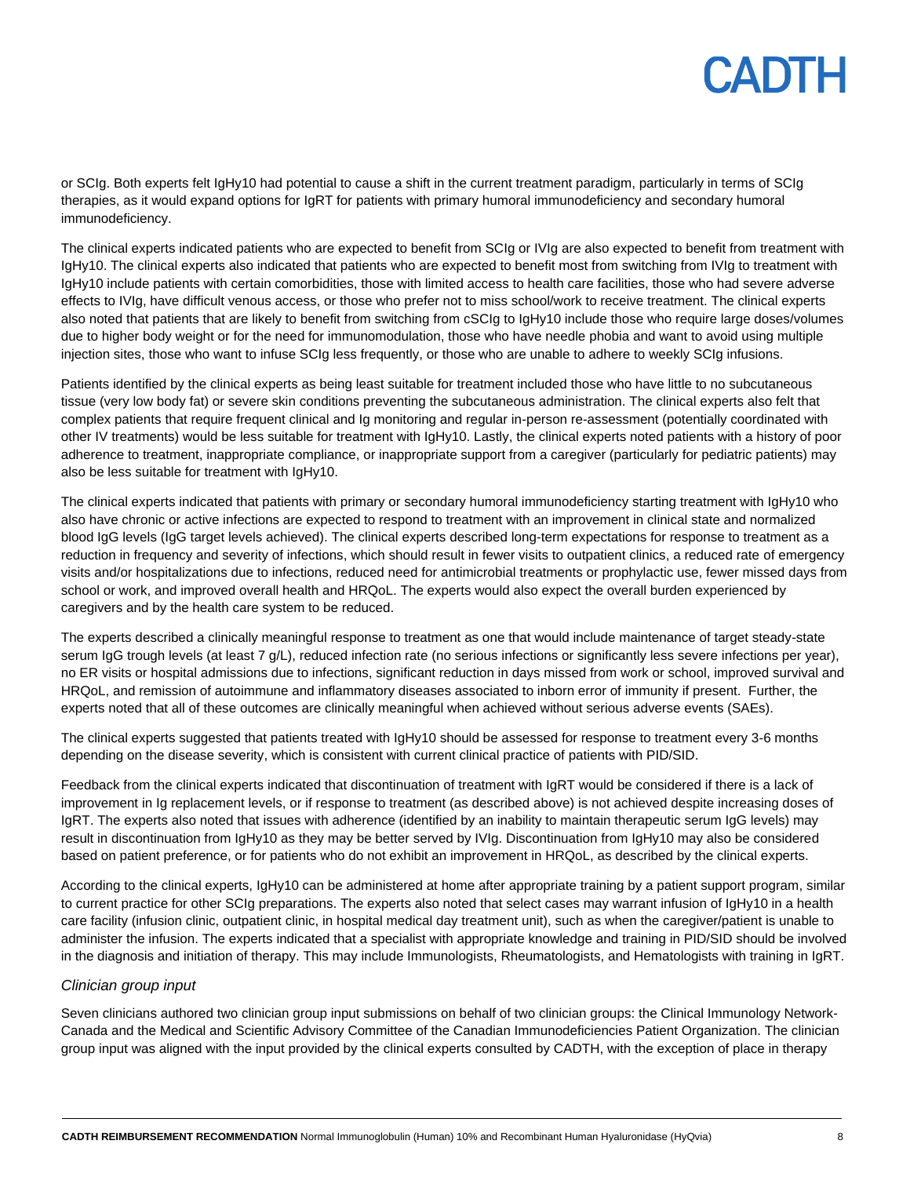or SCIg. Both experts felt IgHy10 had potential to cause a shift in the current treatment paradigm, particularly in terms of SCIg therapies, as it would expand options for IgRT for patients with primary humoral immunodeficiency and secondary humoral immunodeficiency.

The clinical experts indicated patients who are expected to benefit from SCIg or IVIg are also expected to benefit from treatment with IgHy10. The clinical experts also indicated that patients who are expected to benefit most from switching from IVIg to treatment with IgHy10 include patients with certain comorbidities, those with limited access to health care facilities, those who had severe adverse effects to IVIg, have difficult venous access, or those who prefer not to miss school/work to receive treatment. The clinical experts also noted that patients that are likely to benefit from switching from cSCIg to IgHy10 include those who require large doses/volumes due to higher body weight or for the need for immunomodulation, those who have needle phobia and want to avoid using multiple injection sites, those who want to infuse SCIg less frequently, or those who are unable to adhere to weekly SCIg infusions.

Patients identified by the clinical experts as being least suitable for treatment included those who have little to no subcutaneous tissue (very low body fat) or severe skin conditions preventing the subcutaneous administration. The clinical experts also felt that complex patients that require frequent clinical and Ig monitoring and regular in-person re-assessment (potentially coordinated with other IV treatments) would be less suitable for treatment with IgHy10. Lastly, the clinical experts noted patients with a history of poor adherence to treatment, inappropriate compliance, or inappropriate support from a caregiver (particularly for pediatric patients) may also be less suitable for treatment with IgHy10.

The clinical experts indicated that patients with primary or secondary humoral immunodeficiency starting treatment with IgHy10 who also have chronic or active infections are expected to respond to treatment with an improvement in clinical state and normalized blood IgG levels (IgG target levels achieved). The clinical experts described long-term expectations for response to treatment as a reduction in frequency and severity of infections, which should result in fewer visits to outpatient clinics, a reduced rate of emergency visits and/or hospitalizations due to infections, reduced need for antimicrobial treatments or prophylactic use, fewer missed days from school or work, and improved overall health and HRQoL. The experts would also expect the overall burden experienced by caregivers and by the health care system to be reduced.

The experts described a clinically meaningful response to treatment as one that would include maintenance of target steady-state serum IgG trough levels (at least 7 g/L), reduced infection rate (no serious infections or significantly less severe infections per year), no ER visits or hospital admissions due to infections, significant reduction in days missed from work or school, improved survival and HRQoL, and remission of autoimmune and inflammatory diseases associated to inborn error of immunity if present. Further, the experts noted that all of these outcomes are clinically meaningful when achieved without serious adverse events (SAEs).

The clinical experts suggested that patients treated with IgHy10 should be assessed for response to treatment every 3-6 months depending on the disease severity, which is consistent with current clinical practice of patients with PID/SID.

Feedback from the clinical experts indicated that discontinuation of treatment with IgRT would be considered if there is a lack of improvement in Ig replacement levels, or if response to treatment (as described above) is not achieved despite increasing doses of IgRT. The experts also noted that issues with adherence (identified by an inability to maintain therapeutic serum IgG levels) may result in discontinuation from IgHy10 as they may be better served by IVIg. Discontinuation from IgHy10 may also be considered based on patient preference, or for patients who do not exhibit an improvement in HRQoL, as described by the clinical experts.

According to the clinical experts, IgHy10 can be administered at home after appropriate training by a patient support program, similar to current practice for other SCIg preparations. The experts also noted that select cases may warrant infusion of IgHy10 in a health care facility (infusion clinic, outpatient clinic, in hospital medical day treatment unit), such as when the caregiver/patient is unable to administer the infusion. The experts indicated that a specialist with appropriate knowledge and training in PID/SID should be involved in the diagnosis and initiation of therapy. This may include Immunologists, Rheumatologists, and Hematologists with training in IgRT.

*Clinician group input*

Seven clinicians authored two clinician group input submissions on behalf of two clinician groups: the Clinical Immunology Network-Canada and the Medical and Scientific Advisory Committee of the Canadian Immunodeficiencies Patient Organization. The clinician group input was aligned with the input provided by the clinical experts consulted by CADTH, with the exception of place in therapy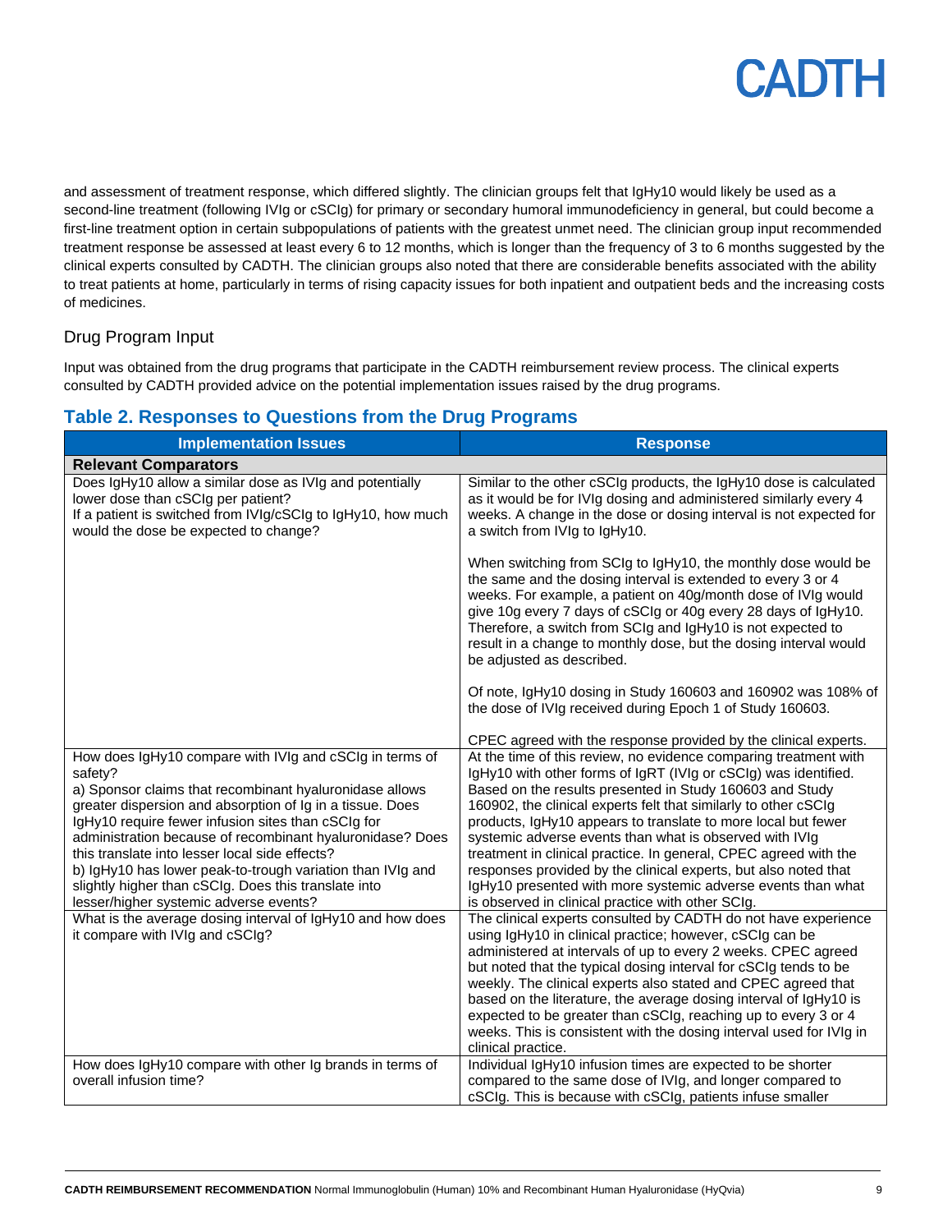and assessment of treatment response, which differed slightly. The clinician groups felt that IgHy10 would likely be used as a second-line treatment (following IVIg or cSCIg) for primary or secondary humoral immunodeficiency in general, but could become a first-line treatment option in certain subpopulations of patients with the greatest unmet need. The clinician group input recommended treatment response be assessed at least every 6 to 12 months, which is longer than the frequency of 3 to 6 months suggested by the clinical experts consulted by CADTH. The clinician groups also noted that there are considerable benefits associated with the ability to treat patients at home, particularly in terms of rising capacity issues for both inpatient and outpatient beds and the increasing costs of medicines.

## Drug Program Input

Input was obtained from the drug programs that participate in the CADTH reimbursement review process. The clinical experts consulted by CADTH provided advice on the potential implementation issues raised by the drug programs.

### Table 2. Responses to Questions from the Drug Programs

| Implementation Issues | Response |
|---|---|
| **Relevant Comparators** | |
| Does IgHy10 allow a similar dose as IVIg and potentially lower dose than cSCIg per patient?<br>If a patient is switched from IVIg/cSCIg to IgHy10, how much would the dose be expected to change? | Similar to the other cSCIg products, the IgHy10 dose is calculated as it would be for IVIg dosing and administered similarly every 4 weeks. A change in the dose or dosing interval is not expected for a switch from IVIg to IgHy10.<br><br>When switching from SCIg to IgHy10, the monthly dose would be the same and the dosing interval is extended to every 3 or 4 weeks. For example, a patient on 40g/month dose of IVIg would give 10g every 7 days of cSCIg or 40g every 28 days of IgHy10. Therefore, a switch from SCIg and IgHy10 is not expected to result in a change to monthly dose, but the dosing interval would be adjusted as described.<br><br>Of note, IgHy10 dosing in Study 160603 and 160902 was 108% of the dose of IVIg received during Epoch 1 of Study 160603.<br><br>CPEC agreed with the response provided by the clinical experts. |
| How does IgHy10 compare with IVIg and cSCIg in terms of safety?<br>a) Sponsor claims that recombinant hyaluronidase allows greater dispersion and absorption of Ig in a tissue. Does IgHy10 require fewer infusion sites than cSCIg for administration because of recombinant hyaluronidase? Does this translate into lesser local side effects?<br>b) IgHy10 has lower peak-to-trough variation than IVIg and slightly higher than cSCIg. Does this translate into lesser/higher systemic adverse events? | At the time of this review, no evidence comparing treatment with IgHy10 with other forms of IgRT (IVIg or cSCIg) was identified. Based on the results presented in Study 160603 and Study 160902, the clinical experts felt that similarly to other cSCIg products, IgHy10 appears to translate to more local but fewer systemic adverse events than what is observed with IVIg treatment in clinical practice. In general, CPEC agreed with the responses provided by the clinical experts, but also noted that IgHy10 presented with more systemic adverse events than what is observed in clinical practice with other SCIg. |
| What is the average dosing interval of IgHy10 and how does it compare with IVIg and cSCIg? | The clinical experts consulted by CADTH do not have experience using IgHy10 in clinical practice; however, cSCIg can be administered at intervals of up to every 2 weeks. CPEC agreed but noted that the typical dosing interval for cSCIg tends to be weekly. The clinical experts also stated and CPEC agreed that based on the literature, the average dosing interval of IgHy10 is expected to be greater than cSCIg, reaching up to every 3 or 4 weeks. This is consistent with the dosing interval used for IVIg in clinical practice. |
| How does IgHy10 compare with other Ig brands in terms of overall infusion time? | Individual IgHy10 infusion times are expected to be shorter compared to the same dose of IVIg, and longer compared to cSCIg. This is because with cSCIg, patients infuse smaller |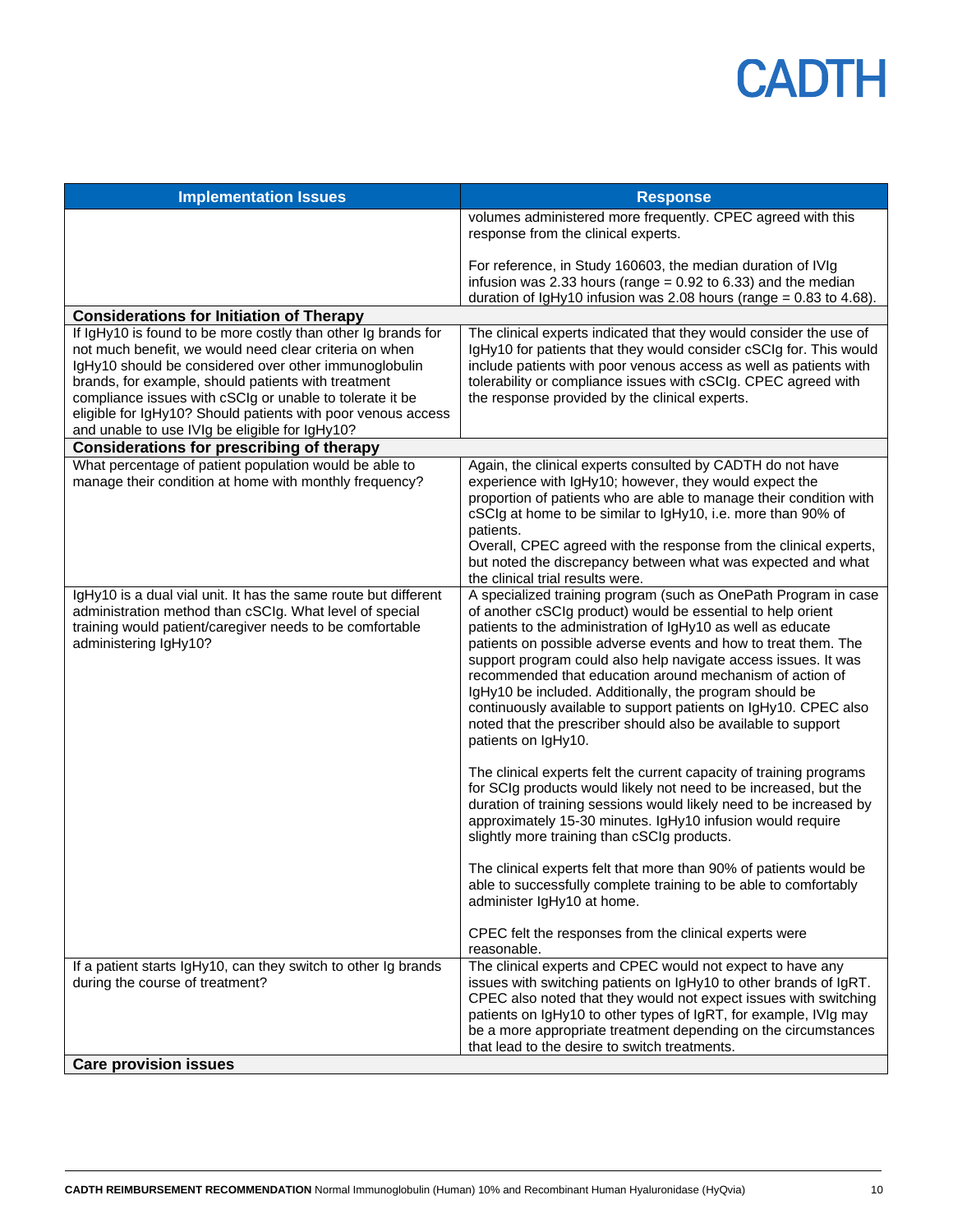| Implementation Issues | Response |
|---|---|
| | volumes administered more frequently. CPEC agreed with this response from the clinical experts.<br><br>For reference, in Study 160603, the median duration of IVIg infusion was 2.33 hours (range = 0.92 to 6.33) and the median duration of IgHy10 infusion was 2.08 hours (range = 0.83 to 4.68). |
| **Considerations for Initiation of Therapy** | |
| If IgHy10 is found to be more costly than other Ig brands for not much benefit, we would need clear criteria on when IgHy10 should be considered over other immunoglobulin brands, for example, should patients with treatment compliance issues with cSCIg or unable to tolerate it be eligible for IgHy10? Should patients with poor venous access and unable to use IVIg be eligible for IgHy10? | The clinical experts indicated that they would consider the use of IgHy10 for patients that they would consider cSCIg for. This would include patients with poor venous access as well as patients with tolerability or compliance issues with cSCIg. CPEC agreed with the response provided by the clinical experts. |
| **Considerations for prescribing of therapy** | |
| What percentage of patient population would be able to manage their condition at home with monthly frequency? | Again, the clinical experts consulted by CADTH do not have experience with IgHy10; however, they would expect the proportion of patients who are able to manage their condition with cSCIg at home to be similar to IgHy10, i.e. more than 90% of patients.<br>Overall, CPEC agreed with the response from the clinical experts, but noted the discrepancy between what was expected and what the clinical trial results were. |
| IgHy10 is a dual vial unit. It has the same route but different administration method than cSCIg. What level of special training would patient/caregiver needs to be comfortable administering IgHy10? | A specialized training program (such as OnePath Program in case of another cSCIg product) would be essential to help orient patients to the administration of IgHy10 as well as educate patients on possible adverse events and how to treat them. The support program could also help navigate access issues. It was recommended that education around mechanism of action of IgHy10 be included. Additionally, the program should be continuously available to support patients on IgHy10. CPEC also noted that the prescriber should also be available to support patients on IgHy10.<br><br>The clinical experts felt the current capacity of training programs for SCIg products would likely not need to be increased, but the duration of training sessions would likely need to be increased by approximately 15-30 minutes. IgHy10 infusion would require slightly more training than cSCIg products.<br><br>The clinical experts felt that more than 90% of patients would be able to successfully complete training to be able to comfortably administer IgHy10 at home.<br><br>CPEC felt the responses from the clinical experts were reasonable. |
| If a patient starts IgHy10, can they switch to other Ig brands during the course of treatment? | The clinical experts and CPEC would not expect to have any issues with switching patients on IgHy10 to other brands of IgRT. CPEC also noted that they would not expect issues with switching patients on IgHy10 to other types of IgRT, for example, IVIg may be a more appropriate treatment depending on the circumstances that lead to the desire to switch treatments. |
| **Care provision issues** | |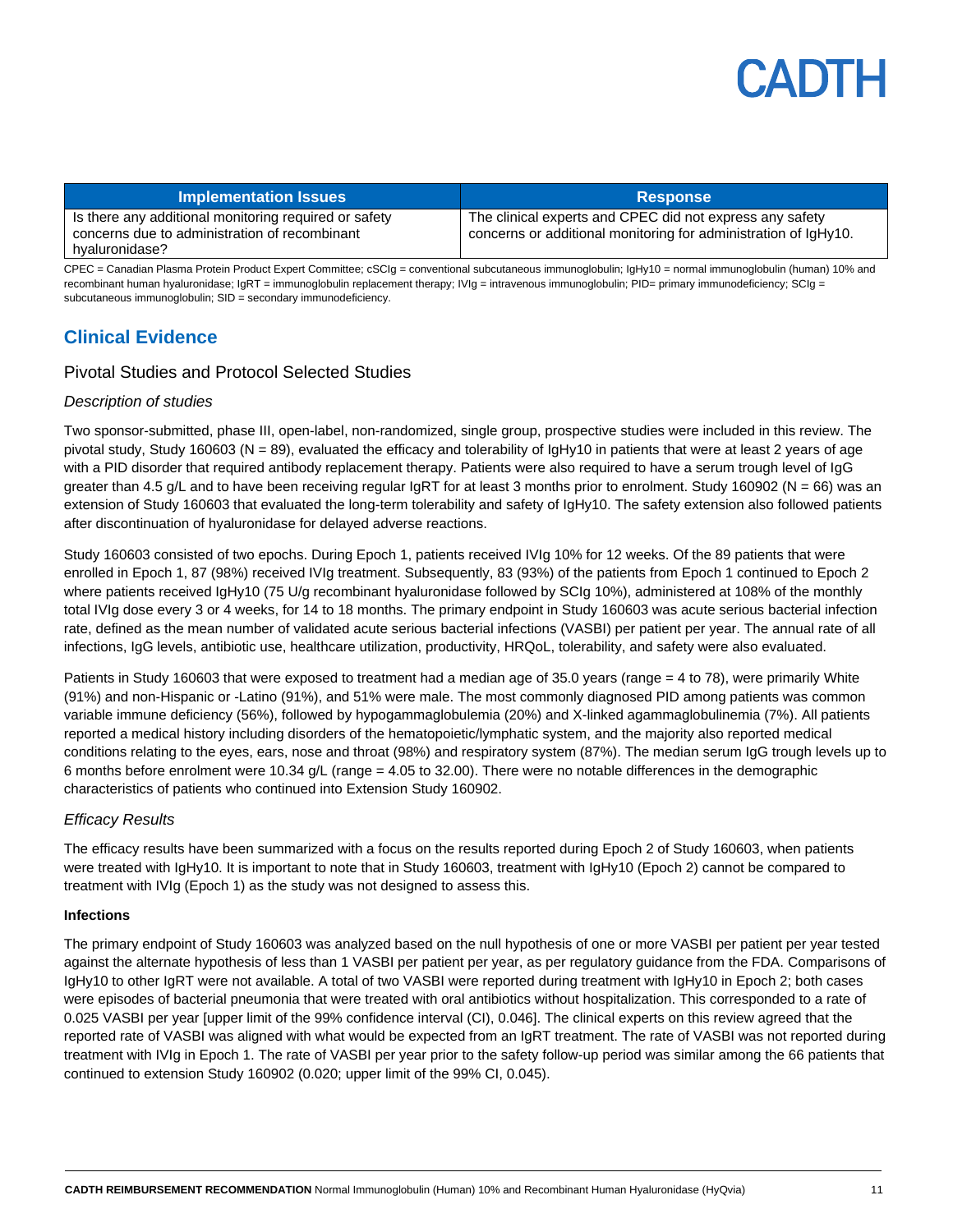| Implementation Issues | Response |
| --- | --- |
| Is there any additional monitoring required or safety concerns due to administration of recombinant hyaluronidase? | The clinical experts and CPEC did not express any safety concerns or additional monitoring for administration of IgHy10. |

CPEC = Canadian Plasma Protein Product Expert Committee; cSCIg = conventional subcutaneous immunoglobulin; IgHy10 = normal immunoglobulin (human) 10% and recombinant human hyaluronidase; IgRT = immunoglobulin replacement therapy; IVIg = intravenous immunoglobulin; PID= primary immunodeficiency; SCIg = subcutaneous immunoglobulin; SID = secondary immunodeficiency.

## Clinical Evidence

### Pivotal Studies and Protocol Selected Studies

#### *Description of studies*

Two sponsor-submitted, phase III, open-label, non-randomized, single group, prospective studies were included in this review. The pivotal study, Study 160603 (N = 89), evaluated the efficacy and tolerability of IgHy10 in patients that were at least 2 years of age with a PID disorder that required antibody replacement therapy. Patients were also required to have a serum trough level of IgG greater than 4.5 g/L and to have been receiving regular IgRT for at least 3 months prior to enrolment. Study 160902 (N = 66) was an extension of Study 160603 that evaluated the long-term tolerability and safety of IgHy10. The safety extension also followed patients after discontinuation of hyaluronidase for delayed adverse reactions.

Study 160603 consisted of two epochs. During Epoch 1, patients received IVIg 10% for 12 weeks. Of the 89 patients that were enrolled in Epoch 1, 87 (98%) received IVIg treatment. Subsequently, 83 (93%) of the patients from Epoch 1 continued to Epoch 2 where patients received IgHy10 (75 U/g recombinant hyaluronidase followed by SCIg 10%), administered at 108% of the monthly total IVIg dose every 3 or 4 weeks, for 14 to 18 months. The primary endpoint in Study 160603 was acute serious bacterial infection rate, defined as the mean number of validated acute serious bacterial infections (VASBI) per patient per year. The annual rate of all infections, IgG levels, antibiotic use, healthcare utilization, productivity, HRQoL, tolerability, and safety were also evaluated.

Patients in Study 160603 that were exposed to treatment had a median age of 35.0 years (range = 4 to 78), were primarily White (91%) and non-Hispanic or -Latino (91%), and 51% were male. The most commonly diagnosed PID among patients was common variable immune deficiency (56%), followed by hypogammaglobulemia (20%) and X-linked agammaglobulinemia (7%). All patients reported a medical history including disorders of the hematopoietic/lymphatic system, and the majority also reported medical conditions relating to the eyes, ears, nose and throat (98%) and respiratory system (87%). The median serum IgG trough levels up to 6 months before enrolment were 10.34 g/L (range = 4.05 to 32.00). There were no notable differences in the demographic characteristics of patients who continued into Extension Study 160902.

#### *Efficacy Results*

The efficacy results have been summarized with a focus on the results reported during Epoch 2 of Study 160603, when patients were treated with IgHy10. It is important to note that in Study 160603, treatment with IgHy10 (Epoch 2) cannot be compared to treatment with IVIg (Epoch 1) as the study was not designed to assess this.

**Infections**

The primary endpoint of Study 160603 was analyzed based on the null hypothesis of one or more VASBI per patient per year tested against the alternate hypothesis of less than 1 VASBI per patient per year, as per regulatory guidance from the FDA. Comparisons of IgHy10 to other IgRT were not available. A total of two VASBI were reported during treatment with IgHy10 in Epoch 2; both cases were episodes of bacterial pneumonia that were treated with oral antibiotics without hospitalization. This corresponded to a rate of 0.025 VASBI per year [upper limit of the 99% confidence interval (CI), 0.046]. The clinical experts on this review agreed that the reported rate of VASBI was aligned with what would be expected from an IgRT treatment. The rate of VASBI was not reported during treatment with IVIg in Epoch 1. The rate of VASBI per year prior to the safety follow-up period was similar among the 66 patients that continued to extension Study 160902 (0.020; upper limit of the 99% CI, 0.045).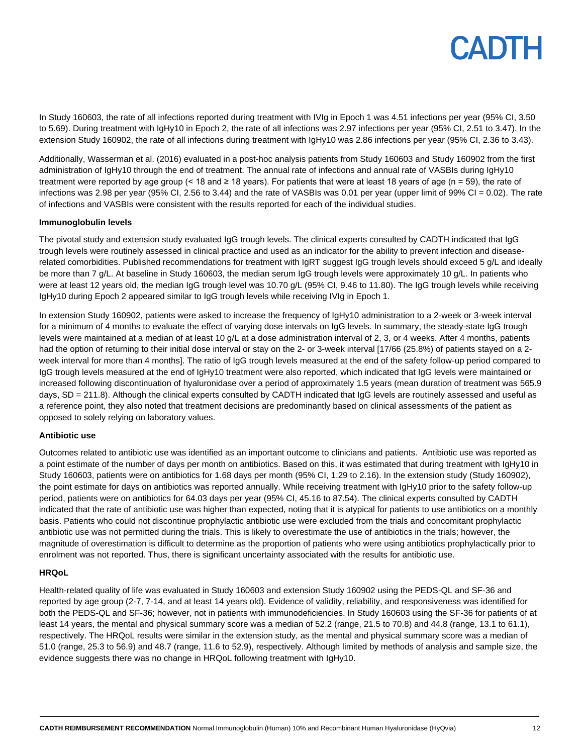In Study 160603, the rate of all infections reported during treatment with IVIg in Epoch 1 was 4.51 infections per year (95% CI, 3.50 to 5.69). During treatment with IgHy10 in Epoch 2, the rate of all infections was 2.97 infections per year (95% CI, 2.51 to 3.47). In the extension Study 160902, the rate of all infections during treatment with IgHy10 was 2.86 infections per year (95% CI, 2.36 to 3.43).

Additionally, Wasserman et al. (2016) evaluated in a post-hoc analysis patients from Study 160603 and Study 160902 from the first administration of IgHy10 through the end of treatment. The annual rate of infections and annual rate of VASBIs during IgHy10 treatment were reported by age group (< 18 and ≥ 18 years). For patients that were at least 18 years of age (n = 59), the rate of infections was 2.98 per year (95% CI, 2.56 to 3.44) and the rate of VASBIs was 0.01 per year (upper limit of 99% CI = 0.02). The rate of infections and VASBIs were consistent with the results reported for each of the individual studies.

**Immunoglobulin levels**

The pivotal study and extension study evaluated IgG trough levels. The clinical experts consulted by CADTH indicated that IgG trough levels were routinely assessed in clinical practice and used as an indicator for the ability to prevent infection and disease-related comorbidities. Published recommendations for treatment with IgRT suggest IgG trough levels should exceed 5 g/L and ideally be more than 7 g/L. At baseline in Study 160603, the median serum IgG trough levels were approximately 10 g/L. In patients who were at least 12 years old, the median IgG trough level was 10.70 g/L (95% CI, 9.46 to 11.80). The IgG trough levels while receiving IgHy10 during Epoch 2 appeared similar to IgG trough levels while receiving IVIg in Epoch 1.

In extension Study 160902, patients were asked to increase the frequency of IgHy10 administration to a 2-week or 3-week interval for a minimum of 4 months to evaluate the effect of varying dose intervals on IgG levels. In summary, the steady-state IgG trough levels were maintained at a median of at least 10 g/L at a dose administration interval of 2, 3, or 4 weeks. After 4 months, patients had the option of returning to their initial dose interval or stay on the 2- or 3-week interval [17/66 (25.8%) of patients stayed on a 2-week interval for more than 4 months]. The ratio of IgG trough levels measured at the end of the safety follow-up period compared to IgG trough levels measured at the end of IgHy10 treatment were also reported, which indicated that IgG levels were maintained or increased following discontinuation of hyaluronidase over a period of approximately 1.5 years (mean duration of treatment was 565.9 days, SD = 211.8). Although the clinical experts consulted by CADTH indicated that IgG levels are routinely assessed and useful as a reference point, they also noted that treatment decisions are predominantly based on clinical assessments of the patient as opposed to solely relying on laboratory values.

**Antibiotic use**

Outcomes related to antibiotic use was identified as an important outcome to clinicians and patients. Antibiotic use was reported as a point estimate of the number of days per month on antibiotics. Based on this, it was estimated that during treatment with IgHy10 in Study 160603, patients were on antibiotics for 1.68 days per month (95% CI, 1.29 to 2.16). In the extension study (Study 160902), the point estimate for days on antibiotics was reported annually. While receiving treatment with IgHy10 prior to the safety follow-up period, patients were on antibiotics for 64.03 days per year (95% CI, 45.16 to 87.54). The clinical experts consulted by CADTH indicated that the rate of antibiotic use was higher than expected, noting that it is atypical for patients to use antibiotics on a monthly basis. Patients who could not discontinue prophylactic antibiotic use were excluded from the trials and concomitant prophylactic antibiotic use was not permitted during the trials. This is likely to overestimate the use of antibiotics in the trials; however, the magnitude of overestimation is difficult to determine as the proportion of patients who were using antibiotics prophylactically prior to enrolment was not reported. Thus, there is significant uncertainty associated with the results for antibiotic use.

**HRQoL**

Health-related quality of life was evaluated in Study 160603 and extension Study 160902 using the PEDS-QL and SF-36 and reported by age group (2-7, 7-14, and at least 14 years old). Evidence of validity, reliability, and responsiveness was identified for both the PEDS-QL and SF-36; however, not in patients with immunodeficiencies. In Study 160603 using the SF-36 for patients of at least 14 years, the mental and physical summary score was a median of 52.2 (range, 21.5 to 70.8) and 44.8 (range, 13.1 to 61.1), respectively. The HRQoL results were similar in the extension study, as the mental and physical summary score was a median of 51.0 (range, 25.3 to 56.9) and 48.7 (range, 11.6 to 52.9), respectively. Although limited by methods of analysis and sample size, the evidence suggests there was no change in HRQoL following treatment with IgHy10.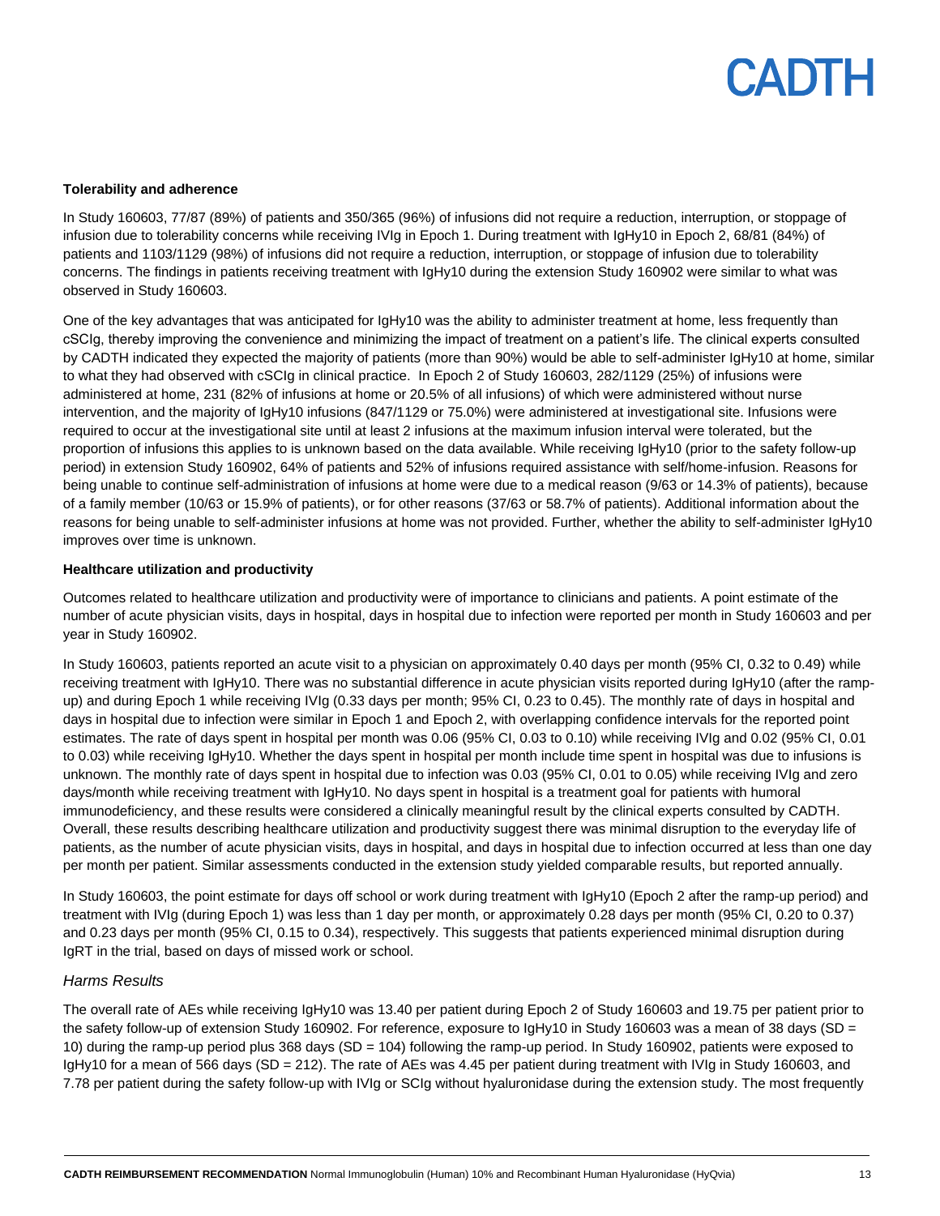**Tolerability and adherence**

In Study 160603, 77/87 (89%) of patients and 350/365 (96%) of infusions did not require a reduction, interruption, or stoppage of infusion due to tolerability concerns while receiving IVIg in Epoch 1. During treatment with IgHy10 in Epoch 2, 68/81 (84%) of patients and 1103/1129 (98%) of infusions did not require a reduction, interruption, or stoppage of infusion due to tolerability concerns. The findings in patients receiving treatment with IgHy10 during the extension Study 160902 were similar to what was observed in Study 160603.

One of the key advantages that was anticipated for IgHy10 was the ability to administer treatment at home, less frequently than cSCIg, thereby improving the convenience and minimizing the impact of treatment on a patient's life. The clinical experts consulted by CADTH indicated they expected the majority of patients (more than 90%) would be able to self-administer IgHy10 at home, similar to what they had observed with cSCIg in clinical practice. In Epoch 2 of Study 160603, 282/1129 (25%) of infusions were administered at home, 231 (82% of infusions at home or 20.5% of all infusions) of which were administered without nurse intervention, and the majority of IgHy10 infusions (847/1129 or 75.0%) were administered at investigational site. Infusions were required to occur at the investigational site until at least 2 infusions at the maximum infusion interval were tolerated, but the proportion of infusions this applies to is unknown based on the data available. While receiving IgHy10 (prior to the safety follow-up period) in extension Study 160902, 64% of patients and 52% of infusions required assistance with self/home-infusion. Reasons for being unable to continue self-administration of infusions at home were due to a medical reason (9/63 or 14.3% of patients), because of a family member (10/63 or 15.9% of patients), or for other reasons (37/63 or 58.7% of patients). Additional information about the reasons for being unable to self-administer infusions at home was not provided. Further, whether the ability to self-administer IgHy10 improves over time is unknown.

**Healthcare utilization and productivity**

Outcomes related to healthcare utilization and productivity were of importance to clinicians and patients. A point estimate of the number of acute physician visits, days in hospital, days in hospital due to infection were reported per month in Study 160603 and per year in Study 160902.

In Study 160603, patients reported an acute visit to a physician on approximately 0.40 days per month (95% CI, 0.32 to 0.49) while receiving treatment with IgHy10. There was no substantial difference in acute physician visits reported during IgHy10 (after the ramp-up) and during Epoch 1 while receiving IVIg (0.33 days per month; 95% CI, 0.23 to 0.45). The monthly rate of days in hospital and days in hospital due to infection were similar in Epoch 1 and Epoch 2, with overlapping confidence intervals for the reported point estimates. The rate of days spent in hospital per month was 0.06 (95% CI, 0.03 to 0.10) while receiving IVIg and 0.02 (95% CI, 0.01 to 0.03) while receiving IgHy10. Whether the days spent in hospital per month include time spent in hospital was due to infusions is unknown. The monthly rate of days spent in hospital due to infection was 0.03 (95% CI, 0.01 to 0.05) while receiving IVIg and zero days/month while receiving treatment with IgHy10. No days spent in hospital is a treatment goal for patients with humoral immunodeficiency, and these results were considered a clinically meaningful result by the clinical experts consulted by CADTH. Overall, these results describing healthcare utilization and productivity suggest there was minimal disruption to the everyday life of patients, as the number of acute physician visits, days in hospital, and days in hospital due to infection occurred at less than one day per month per patient. Similar assessments conducted in the extension study yielded comparable results, but reported annually.

In Study 160603, the point estimate for days off school or work during treatment with IgHy10 (Epoch 2 after the ramp-up period) and treatment with IVIg (during Epoch 1) was less than 1 day per month, or approximately 0.28 days per month (95% CI, 0.20 to 0.37) and 0.23 days per month (95% CI, 0.15 to 0.34), respectively. This suggests that patients experienced minimal disruption during IgRT in the trial, based on days of missed work or school.

*Harms Results*

The overall rate of AEs while receiving IgHy10 was 13.40 per patient during Epoch 2 of Study 160603 and 19.75 per patient prior to the safety follow-up of extension Study 160902. For reference, exposure to IgHy10 in Study 160603 was a mean of 38 days (SD = 10) during the ramp-up period plus 368 days (SD = 104) following the ramp-up period. In Study 160902, patients were exposed to IgHy10 for a mean of 566 days (SD = 212). The rate of AEs was 4.45 per patient during treatment with IVIg in Study 160603, and 7.78 per patient during the safety follow-up with IVIg or SCIg without hyaluronidase during the extension study. The most frequently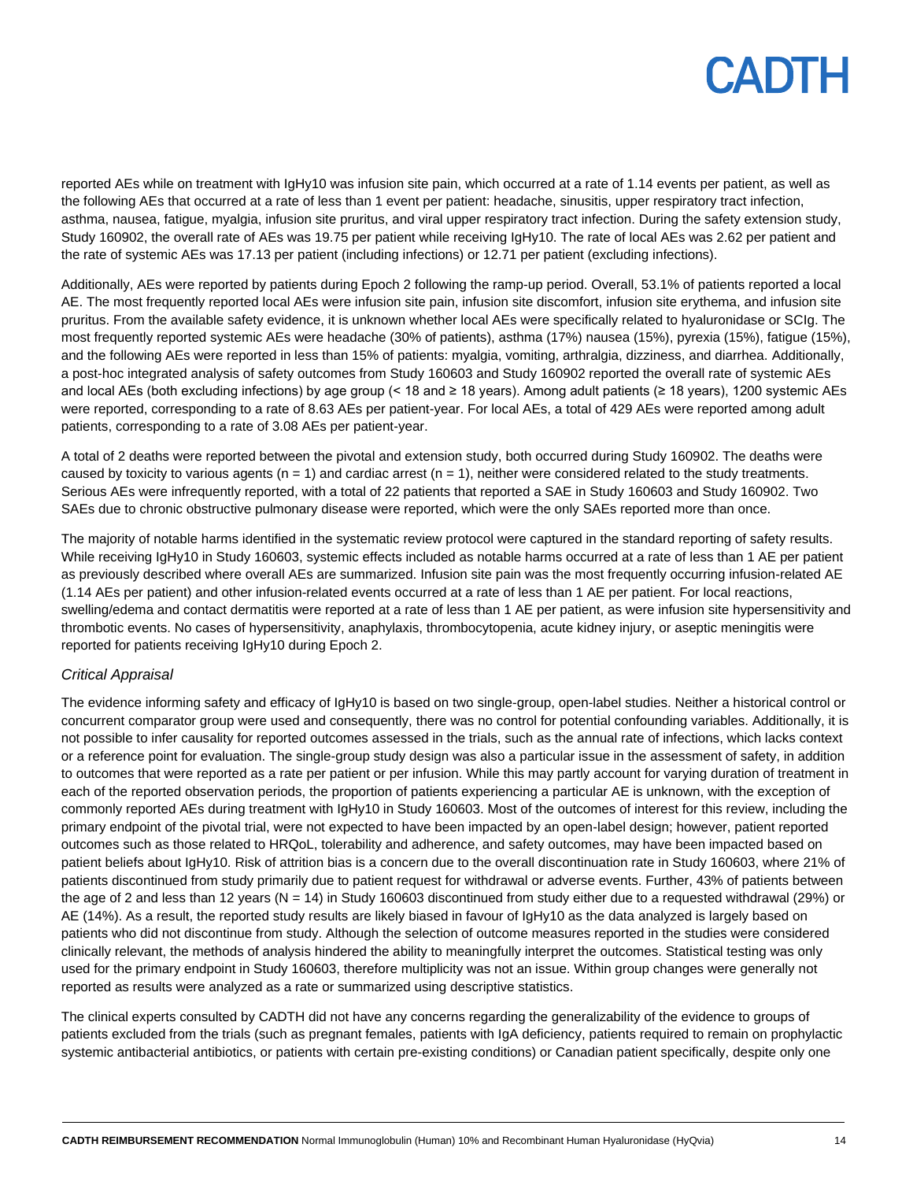reported AEs while on treatment with IgHy10 was infusion site pain, which occurred at a rate of 1.14 events per patient, as well as the following AEs that occurred at a rate of less than 1 event per patient: headache, sinusitis, upper respiratory tract infection, asthma, nausea, fatigue, myalgia, infusion site pruritus, and viral upper respiratory tract infection. During the safety extension study, Study 160902, the overall rate of AEs was 19.75 per patient while receiving IgHy10. The rate of local AEs was 2.62 per patient and the rate of systemic AEs was 17.13 per patient (including infections) or 12.71 per patient (excluding infections).

Additionally, AEs were reported by patients during Epoch 2 following the ramp-up period. Overall, 53.1% of patients reported a local AE. The most frequently reported local AEs were infusion site pain, infusion site discomfort, infusion site erythema, and infusion site pruritus. From the available safety evidence, it is unknown whether local AEs were specifically related to hyaluronidase or SCIg. The most frequently reported systemic AEs were headache (30% of patients), asthma (17%) nausea (15%), pyrexia (15%), fatigue (15%), and the following AEs were reported in less than 15% of patients: myalgia, vomiting, arthralgia, dizziness, and diarrhea. Additionally, a post-hoc integrated analysis of safety outcomes from Study 160603 and Study 160902 reported the overall rate of systemic AEs and local AEs (both excluding infections) by age group (< 18 and ≥ 18 years). Among adult patients (≥ 18 years), 1200 systemic AEs were reported, corresponding to a rate of 8.63 AEs per patient-year. For local AEs, a total of 429 AEs were reported among adult patients, corresponding to a rate of 3.08 AEs per patient-year.

A total of 2 deaths were reported between the pivotal and extension study, both occurred during Study 160902. The deaths were caused by toxicity to various agents (n = 1) and cardiac arrest (n = 1), neither were considered related to the study treatments. Serious AEs were infrequently reported, with a total of 22 patients that reported a SAE in Study 160603 and Study 160902. Two SAEs due to chronic obstructive pulmonary disease were reported, which were the only SAEs reported more than once.

The majority of notable harms identified in the systematic review protocol were captured in the standard reporting of safety results. While receiving IgHy10 in Study 160603, systemic effects included as notable harms occurred at a rate of less than 1 AE per patient as previously described where overall AEs are summarized. Infusion site pain was the most frequently occurring infusion-related AE (1.14 AEs per patient) and other infusion-related events occurred at a rate of less than 1 AE per patient. For local reactions, swelling/edema and contact dermatitis were reported at a rate of less than 1 AE per patient, as were infusion site hypersensitivity and thrombotic events. No cases of hypersensitivity, anaphylaxis, thrombocytopenia, acute kidney injury, or aseptic meningitis were reported for patients receiving IgHy10 during Epoch 2.

*Critical Appraisal*

The evidence informing safety and efficacy of IgHy10 is based on two single-group, open-label studies. Neither a historical control or concurrent comparator group were used and consequently, there was no control for potential confounding variables. Additionally, it is not possible to infer causality for reported outcomes assessed in the trials, such as the annual rate of infections, which lacks context or a reference point for evaluation. The single-group study design was also a particular issue in the assessment of safety, in addition to outcomes that were reported as a rate per patient or per infusion. While this may partly account for varying duration of treatment in each of the reported observation periods, the proportion of patients experiencing a particular AE is unknown, with the exception of commonly reported AEs during treatment with IgHy10 in Study 160603. Most of the outcomes of interest for this review, including the primary endpoint of the pivotal trial, were not expected to have been impacted by an open-label design; however, patient reported outcomes such as those related to HRQoL, tolerability and adherence, and safety outcomes, may have been impacted based on patient beliefs about IgHy10. Risk of attrition bias is a concern due to the overall discontinuation rate in Study 160603, where 21% of patients discontinued from study primarily due to patient request for withdrawal or adverse events. Further, 43% of patients between the age of 2 and less than 12 years (N = 14) in Study 160603 discontinued from study either due to a requested withdrawal (29%) or AE (14%). As a result, the reported study results are likely biased in favour of IgHy10 as the data analyzed is largely based on patients who did not discontinue from study. Although the selection of outcome measures reported in the studies were considered clinically relevant, the methods of analysis hindered the ability to meaningfully interpret the outcomes. Statistical testing was only used for the primary endpoint in Study 160603, therefore multiplicity was not an issue. Within group changes were generally not reported as results were analyzed as a rate or summarized using descriptive statistics.

The clinical experts consulted by CADTH did not have any concerns regarding the generalizability of the evidence to groups of patients excluded from the trials (such as pregnant females, patients with IgA deficiency, patients required to remain on prophylactic systemic antibacterial antibiotics, or patients with certain pre-existing conditions) or Canadian patient specifically, despite only one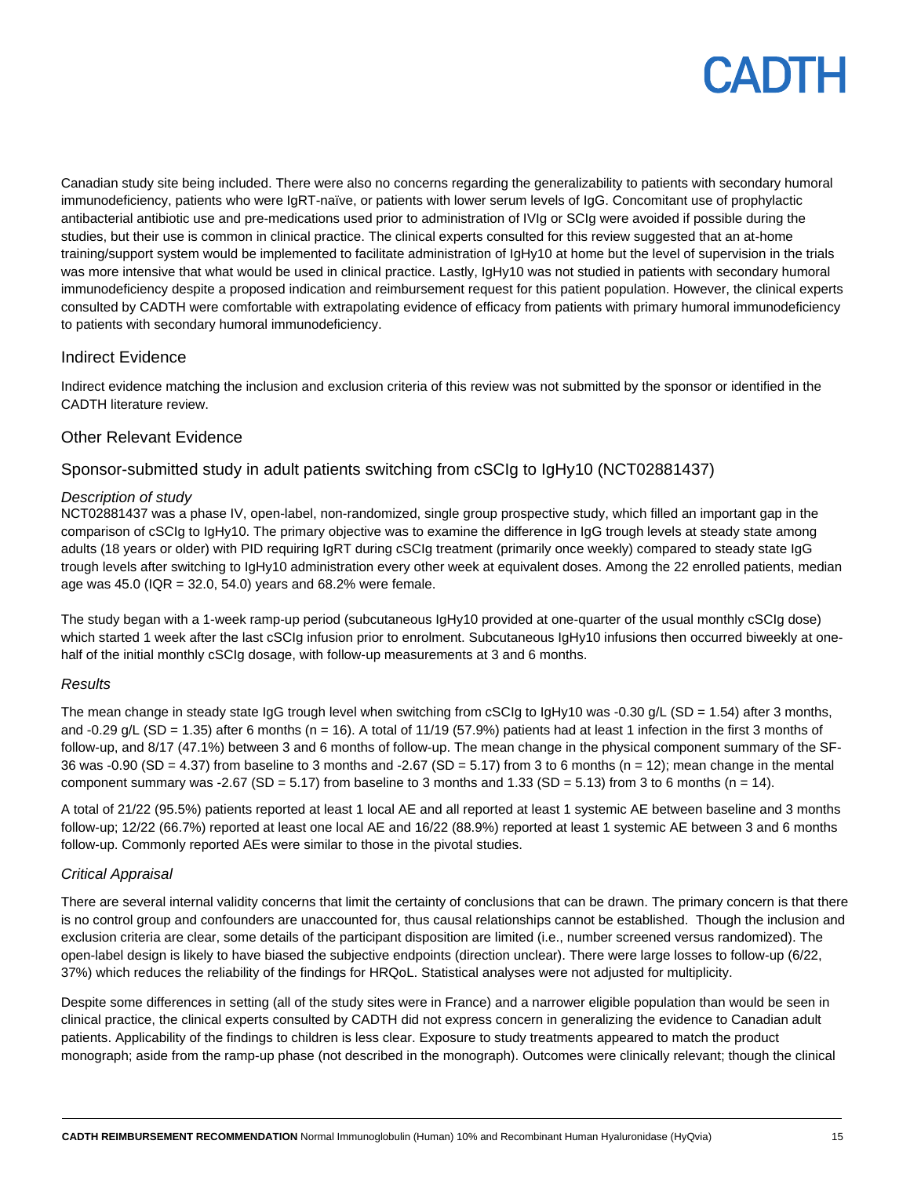Canadian study site being included. There were also no concerns regarding the generalizability to patients with secondary humoral immunodeficiency, patients who were IgRT-naïve, or patients with lower serum levels of IgG. Concomitant use of prophylactic antibacterial antibiotic use and pre-medications used prior to administration of IVIg or SCIg were avoided if possible during the studies, but their use is common in clinical practice. The clinical experts consulted for this review suggested that an at-home training/support system would be implemented to facilitate administration of IgHy10 at home but the level of supervision in the trials was more intensive that what would be used in clinical practice. Lastly, IgHy10 was not studied in patients with secondary humoral immunodeficiency despite a proposed indication and reimbursement request for this patient population. However, the clinical experts consulted by CADTH were comfortable with extrapolating evidence of efficacy from patients with primary humoral immunodeficiency to patients with secondary humoral immunodeficiency.

## Indirect Evidence

Indirect evidence matching the inclusion and exclusion criteria of this review was not submitted by the sponsor or identified in the CADTH literature review.

## Other Relevant Evidence

### Sponsor-submitted study in adult patients switching from cSCIg to IgHy10 (NCT02881437)

*Description of study*

NCT02881437 was a phase IV, open-label, non-randomized, single group prospective study, which filled an important gap in the comparison of cSCIg to IgHy10. The primary objective was to examine the difference in IgG trough levels at steady state among adults (18 years or older) with PID requiring IgRT during cSCIg treatment (primarily once weekly) compared to steady state IgG trough levels after switching to IgHy10 administration every other week at equivalent doses. Among the 22 enrolled patients, median age was 45.0 (IQR = 32.0, 54.0) years and 68.2% were female.

The study began with a 1-week ramp-up period (subcutaneous IgHy10 provided at one-quarter of the usual monthly cSCIg dose) which started 1 week after the last cSCIg infusion prior to enrolment. Subcutaneous IgHy10 infusions then occurred biweekly at one-half of the initial monthly cSCIg dosage, with follow-up measurements at 3 and 6 months.

*Results*

The mean change in steady state IgG trough level when switching from cSCIg to IgHy10 was -0.30 g/L (SD = 1.54) after 3 months, and -0.29 g/L (SD = 1.35) after 6 months (n = 16). A total of 11/19 (57.9%) patients had at least 1 infection in the first 3 months of follow-up, and 8/17 (47.1%) between 3 and 6 months of follow-up. The mean change in the physical component summary of the SF-36 was -0.90 (SD = 4.37) from baseline to 3 months and -2.67 (SD = 5.17) from 3 to 6 months (n = 12); mean change in the mental component summary was -2.67 (SD = 5.17) from baseline to 3 months and 1.33 (SD = 5.13) from 3 to 6 months (n = 14).

A total of 21/22 (95.5%) patients reported at least 1 local AE and all reported at least 1 systemic AE between baseline and 3 months follow-up; 12/22 (66.7%) reported at least one local AE and 16/22 (88.9%) reported at least 1 systemic AE between 3 and 6 months follow-up. Commonly reported AEs were similar to those in the pivotal studies.

*Critical Appraisal*

There are several internal validity concerns that limit the certainty of conclusions that can be drawn. The primary concern is that there is no control group and confounders are unaccounted for, thus causal relationships cannot be established. Though the inclusion and exclusion criteria are clear, some details of the participant disposition are limited (i.e., number screened versus randomized). The open-label design is likely to have biased the subjective endpoints (direction unclear). There were large losses to follow-up (6/22, 37%) which reduces the reliability of the findings for HRQoL. Statistical analyses were not adjusted for multiplicity.

Despite some differences in setting (all of the study sites were in France) and a narrower eligible population than would be seen in clinical practice, the clinical experts consulted by CADTH did not express concern in generalizing the evidence to Canadian adult patients. Applicability of the findings to children is less clear. Exposure to study treatments appeared to match the product monograph; aside from the ramp-up phase (not described in the monograph). Outcomes were clinically relevant; though the clinical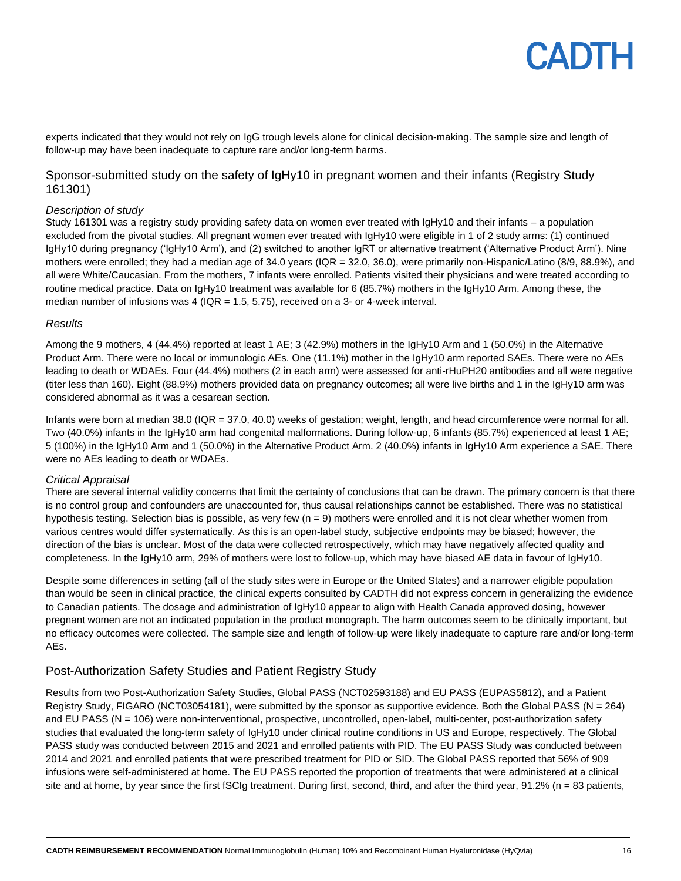experts indicated that they would not rely on IgG trough levels alone for clinical decision-making. The sample size and length of follow-up may have been inadequate to capture rare and/or long-term harms.

## Sponsor-submitted study on the safety of IgHy10 in pregnant women and their infants (Registry Study 161301)

### *Description of study*

Study 161301 was a registry study providing safety data on women ever treated with IgHy10 and their infants – a population excluded from the pivotal studies. All pregnant women ever treated with IgHy10 were eligible in 1 of 2 study arms: (1) continued IgHy10 during pregnancy ('IgHy10 Arm'), and (2) switched to another IgRT or alternative treatment ('Alternative Product Arm'). Nine mothers were enrolled; they had a median age of 34.0 years (IQR = 32.0, 36.0), were primarily non-Hispanic/Latino (8/9, 88.9%), and all were White/Caucasian. From the mothers, 7 infants were enrolled. Patients visited their physicians and were treated according to routine medical practice. Data on IgHy10 treatment was available for 6 (85.7%) mothers in the IgHy10 Arm. Among these, the median number of infusions was 4 (IQR = 1.5, 5.75), received on a 3- or 4-week interval.

### *Results*

Among the 9 mothers, 4 (44.4%) reported at least 1 AE; 3 (42.9%) mothers in the IgHy10 Arm and 1 (50.0%) in the Alternative Product Arm. There were no local or immunologic AEs. One (11.1%) mother in the IgHy10 arm reported SAEs. There were no AEs leading to death or WDAEs. Four (44.4%) mothers (2 in each arm) were assessed for anti-rHuPH20 antibodies and all were negative (titer less than 160). Eight (88.9%) mothers provided data on pregnancy outcomes; all were live births and 1 in the IgHy10 arm was considered abnormal as it was a cesarean section.

Infants were born at median 38.0 (IQR = 37.0, 40.0) weeks of gestation; weight, length, and head circumference were normal for all. Two (40.0%) infants in the IgHy10 arm had congenital malformations. During follow-up, 6 infants (85.7%) experienced at least 1 AE; 5 (100%) in the IgHy10 Arm and 1 (50.0%) in the Alternative Product Arm. 2 (40.0%) infants in IgHy10 Arm experience a SAE. There were no AEs leading to death or WDAEs.

### *Critical Appraisal*

There are several internal validity concerns that limit the certainty of conclusions that can be drawn. The primary concern is that there is no control group and confounders are unaccounted for, thus causal relationships cannot be established. There was no statistical hypothesis testing. Selection bias is possible, as very few (n = 9) mothers were enrolled and it is not clear whether women from various centres would differ systematically. As this is an open-label study, subjective endpoints may be biased; however, the direction of the bias is unclear. Most of the data were collected retrospectively, which may have negatively affected quality and completeness. In the IgHy10 arm, 29% of mothers were lost to follow-up, which may have biased AE data in favour of IgHy10.

Despite some differences in setting (all of the study sites were in Europe or the United States) and a narrower eligible population than would be seen in clinical practice, the clinical experts consulted by CADTH did not express concern in generalizing the evidence to Canadian patients. The dosage and administration of IgHy10 appear to align with Health Canada approved dosing, however pregnant women are not an indicated population in the product monograph. The harm outcomes seem to be clinically important, but no efficacy outcomes were collected. The sample size and length of follow-up were likely inadequate to capture rare and/or long-term AEs.

## Post-Authorization Safety Studies and Patient Registry Study

Results from two Post-Authorization Safety Studies, Global PASS (NCT02593188) and EU PASS (EUPAS5812), and a Patient Registry Study, FIGARO (NCT03054181), were submitted by the sponsor as supportive evidence. Both the Global PASS (N = 264) and EU PASS (N = 106) were non-interventional, prospective, uncontrolled, open-label, multi-center, post-authorization safety studies that evaluated the long-term safety of IgHy10 under clinical routine conditions in US and Europe, respectively. The Global PASS study was conducted between 2015 and 2021 and enrolled patients with PID. The EU PASS Study was conducted between 2014 and 2021 and enrolled patients that were prescribed treatment for PID or SID. The Global PASS reported that 56% of 909 infusions were self-administered at home. The EU PASS reported the proportion of treatments that were administered at a clinical site and at home, by year since the first fSCIg treatment. During first, second, third, and after the third year, 91.2% (n = 83 patients,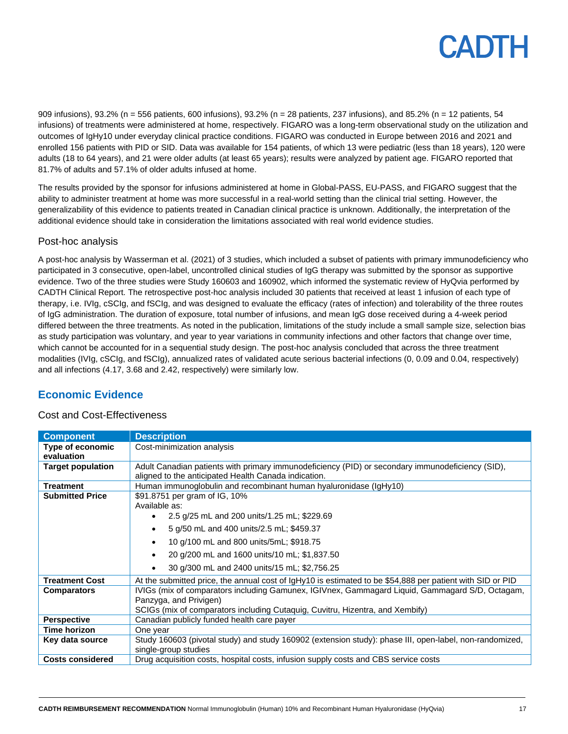909 infusions), 93.2% (n = 556 patients, 600 infusions), 93.2% (n = 28 patients, 237 infusions), and 85.2% (n = 12 patients, 54 infusions) of treatments were administered at home, respectively. FIGARO was a long-term observational study on the utilization and outcomes of IgHy10 under everyday clinical practice conditions. FIGARO was conducted in Europe between 2016 and 2021 and enrolled 156 patients with PID or SID. Data was available for 154 patients, of which 13 were pediatric (less than 18 years), 120 were adults (18 to 64 years), and 21 were older adults (at least 65 years); results were analyzed by patient age. FIGARO reported that 81.7% of adults and 57.1% of older adults infused at home.

The results provided by the sponsor for infusions administered at home in Global-PASS, EU-PASS, and FIGARO suggest that the ability to administer treatment at home was more successful in a real-world setting than the clinical trial setting. However, the generalizability of this evidence to patients treated in Canadian clinical practice is unknown. Additionally, the interpretation of the additional evidence should take in consideration the limitations associated with real world evidence studies.

### Post-hoc analysis

A post-hoc analysis by Wasserman et al. (2021) of 3 studies, which included a subset of patients with primary immunodeficiency who participated in 3 consecutive, open-label, uncontrolled clinical studies of IgG therapy was submitted by the sponsor as supportive evidence. Two of the three studies were Study 160603 and 160902, which informed the systematic review of HyQvia performed by CADTH Clinical Report. The retrospective post-hoc analysis included 30 patients that received at least 1 infusion of each type of therapy, i.e. IVIg, cSCIg, and fSCIg, and was designed to evaluate the efficacy (rates of infection) and tolerability of the three routes of IgG administration. The duration of exposure, total number of infusions, and mean IgG dose received during a 4-week period differed between the three treatments. As noted in the publication, limitations of the study include a small sample size, selection bias as study participation was voluntary, and year to year variations in community infections and other factors that change over time, which cannot be accounted for in a sequential study design. The post-hoc analysis concluded that across the three treatment modalities (IVIg, cSCIg, and fSCIg), annualized rates of validated acute serious bacterial infections (0, 0.09 and 0.04, respectively) and all infections (4.17, 3.68 and 2.42, respectively) were similarly low.

## Economic Evidence

### Cost and Cost-Effectiveness

| Component | Description |
|---|---|
| **Type of economic evaluation** | Cost-minimization analysis |
| **Target population** | Adult Canadian patients with primary immunodeficiency (PID) or secondary immunodeficiency (SID), aligned to the anticipated Health Canada indication. |
| **Treatment** | Human immunoglobulin and recombinant human hyaluronidase (IgHy10) |
| **Submitted Price** | $91.8751 per gram of IG, 10%<br>Available as:<br>• 2.5 g/25 mL and 200 units/1.25 mL; $229.69<br>• 5 g/50 mL and 400 units/2.5 mL; $459.37<br>• 10 g/100 mL and 800 units/5mL; $918.75<br>• 20 g/200 mL and 1600 units/10 mL; $1,837.50<br>• 30 g/300 mL and 2400 units/15 mL; $2,756.25 |
| **Treatment Cost** | At the submitted price, the annual cost of IgHy10 is estimated to be $54,888 per patient with SID or PID |
| **Comparators** | IVIGs (mix of comparators including Gamunex, IGIVnex, Gammagard Liquid, Gammagard S/D, Octagam, Panzyga, and Privigen)<br>SCIGs (mix of comparators including Cutaquig, Cuvitru, Hizentra, and Xembify) |
| **Perspective** | Canadian publicly funded health care payer |
| **Time horizon** | One year |
| **Key data source** | Study 160603 (pivotal study) and study 160902 (extension study): phase III, open-label, non-randomized, single-group studies |
| **Costs considered** | Drug acquisition costs, hospital costs, infusion supply costs and CBS service costs |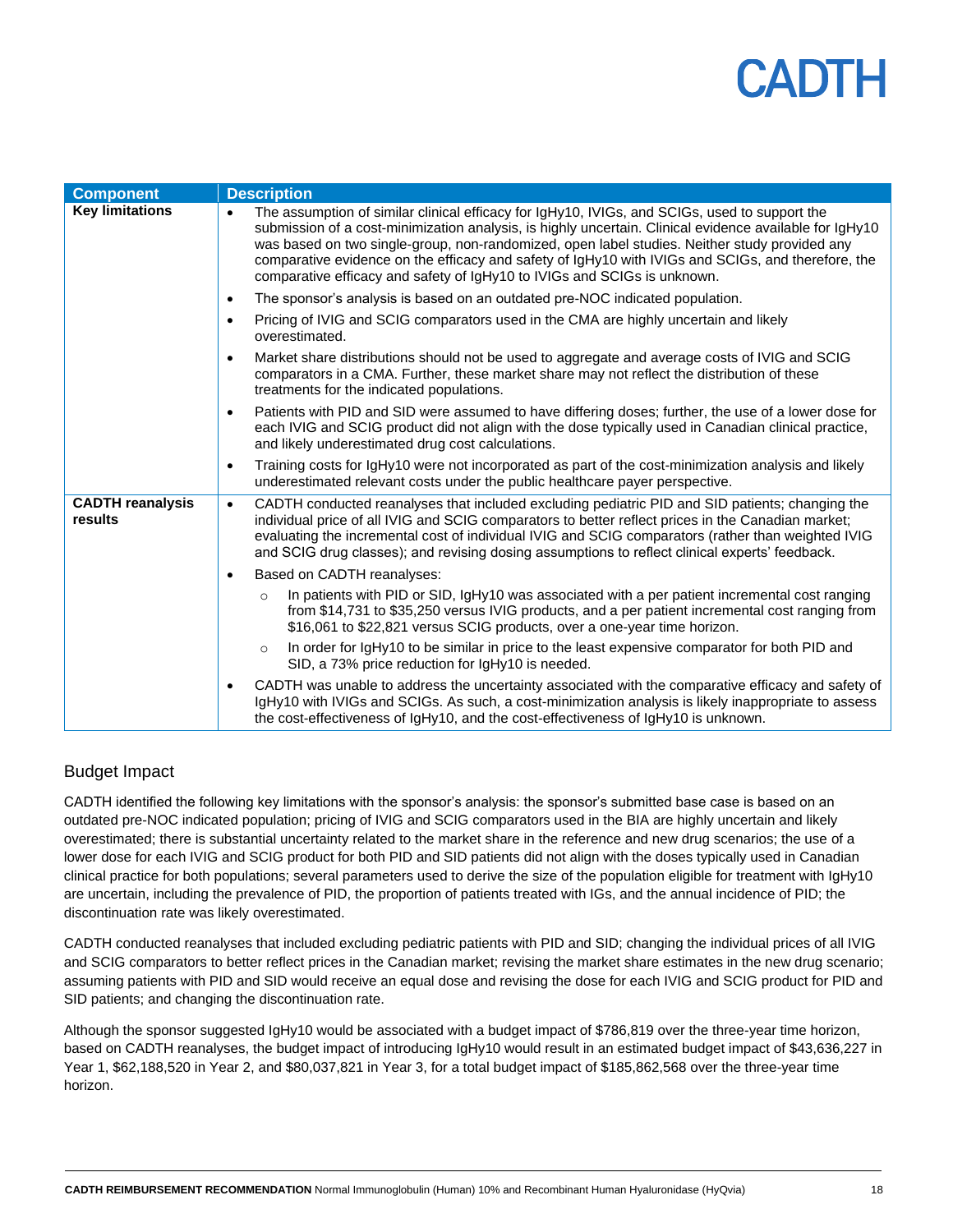| Component | Description |
| --- | --- |
| **Key limitations** | • The assumption of similar clinical efficacy for IgHy10, IVIGs, and SCIGs, used to support the submission of a cost-minimization analysis, is highly uncertain. Clinical evidence available for IgHy10 was based on two single-group, non-randomized, open label studies. Neither study provided any comparative evidence on the efficacy and safety of IgHy10 with IVIGs and SCIGs, and therefore, the comparative efficacy and safety of IgHy10 to IVIGs and SCIGs is unknown.<br>• The sponsor's analysis is based on an outdated pre-NOC indicated population.<br>• Pricing of IVIG and SCIG comparators used in the CMA are highly uncertain and likely overestimated.<br>• Market share distributions should not be used to aggregate and average costs of IVIG and SCIG comparators in a CMA. Further, these market share may not reflect the distribution of these treatments for the indicated populations.<br>• Patients with PID and SID were assumed to have differing doses; further, the use of a lower dose for each IVIG and SCIG product did not align with the dose typically used in Canadian clinical practice, and likely underestimated drug cost calculations.<br>• Training costs for IgHy10 were not incorporated as part of the cost-minimization analysis and likely underestimated relevant costs under the public healthcare payer perspective. |
| **CADTH reanalysis results** | • CADTH conducted reanalyses that included excluding pediatric PID and SID patients; changing the individual price of all IVIG and SCIG comparators to better reflect prices in the Canadian market; evaluating the incremental cost of individual IVIG and SCIG comparators (rather than weighted IVIG and SCIG drug classes); and revising dosing assumptions to reflect clinical experts' feedback.<br>• Based on CADTH reanalyses:<br>&nbsp;&nbsp;○ In patients with PID or SID, IgHy10 was associated with a per patient incremental cost ranging from \$14,731 to \$35,250 versus IVIG products, and a per patient incremental cost ranging from \$16,061 to \$22,821 versus SCIG products, over a one-year time horizon.<br>&nbsp;&nbsp;○ In order for IgHy10 to be similar in price to the least expensive comparator for both PID and SID, a 73% price reduction for IgHy10 is needed.<br>• CADTH was unable to address the uncertainty associated with the comparative efficacy and safety of IgHy10 with IVIGs and SCIGs. As such, a cost-minimization analysis is likely inappropriate to assess the cost-effectiveness of IgHy10, and the cost-effectiveness of IgHy10 is unknown. |

## Budget Impact

CADTH identified the following key limitations with the sponsor's analysis: the sponsor's submitted base case is based on an outdated pre-NOC indicated population; pricing of IVIG and SCIG comparators used in the BIA are highly uncertain and likely overestimated; there is substantial uncertainty related to the market share in the reference and new drug scenarios; the use of a lower dose for each IVIG and SCIG product for both PID and SID patients did not align with the doses typically used in Canadian clinical practice for both populations; several parameters used to derive the size of the population eligible for treatment with IgHy10 are uncertain, including the prevalence of PID, the proportion of patients treated with IGs, and the annual incidence of PID; the discontinuation rate was likely overestimated.

CADTH conducted reanalyses that included excluding pediatric patients with PID and SID; changing the individual prices of all IVIG and SCIG comparators to better reflect prices in the Canadian market; revising the market share estimates in the new drug scenario; assuming patients with PID and SID would receive an equal dose and revising the dose for each IVIG and SCIG product for PID and SID patients; and changing the discontinuation rate.

Although the sponsor suggested IgHy10 would be associated with a budget impact of \$786,819 over the three-year time horizon, based on CADTH reanalyses, the budget impact of introducing IgHy10 would result in an estimated budget impact of \$43,636,227 in Year 1, \$62,188,520 in Year 2, and \$80,037,821 in Year 3, for a total budget impact of \$185,862,568 over the three-year time horizon.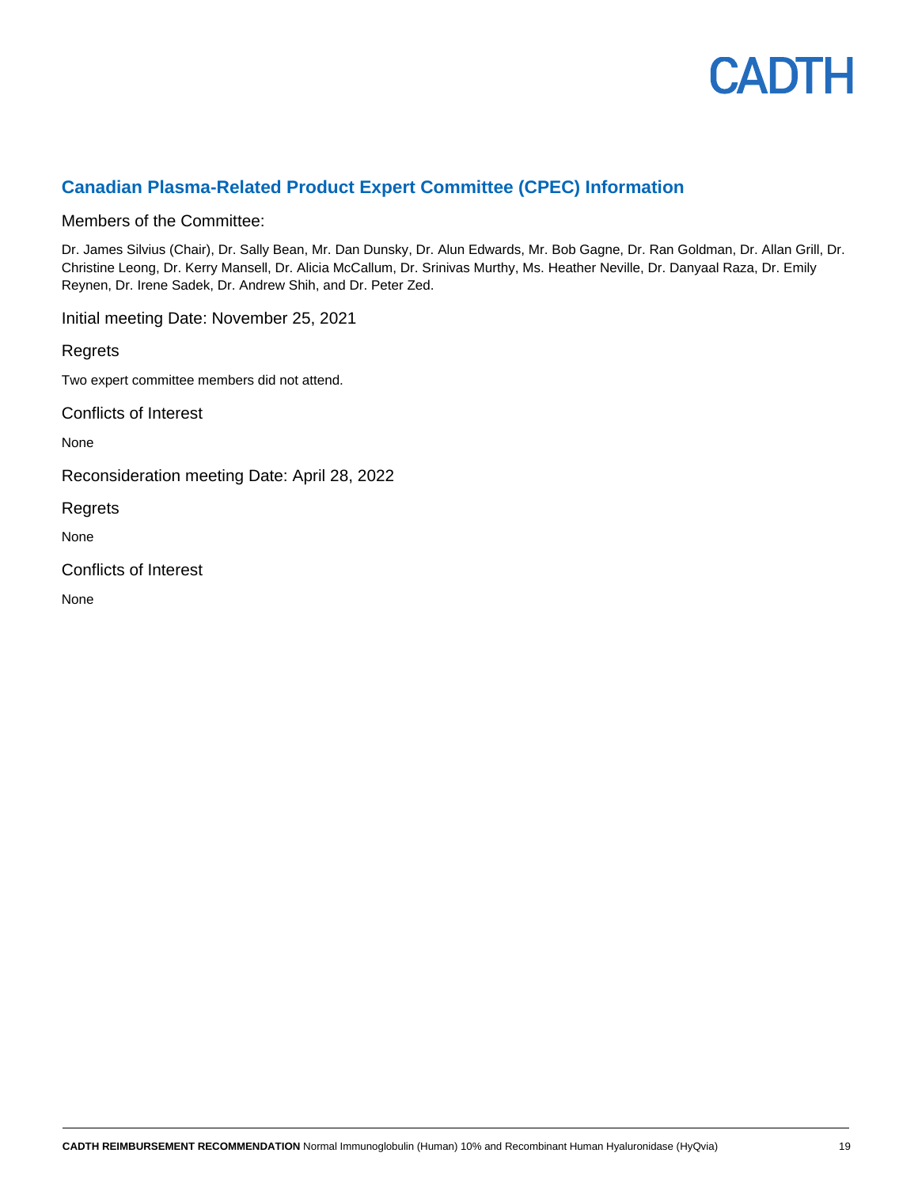## Canadian Plasma-Related Product Expert Committee (CPEC) Information

### Members of the Committee:

Dr. James Silvius (Chair), Dr. Sally Bean, Mr. Dan Dunsky, Dr. Alun Edwards, Mr. Bob Gagne, Dr. Ran Goldman, Dr. Allan Grill, Dr. Christine Leong, Dr. Kerry Mansell, Dr. Alicia McCallum, Dr. Srinivas Murthy, Ms. Heather Neville, Dr. Danyaal Raza, Dr. Emily Reynen, Dr. Irene Sadek, Dr. Andrew Shih, and Dr. Peter Zed.

### Initial meeting Date: November 25, 2021

### Regrets

Two expert committee members did not attend.

### Conflicts of Interest

None

### Reconsideration meeting Date: April 28, 2022

### Regrets

None

### Conflicts of Interest

None